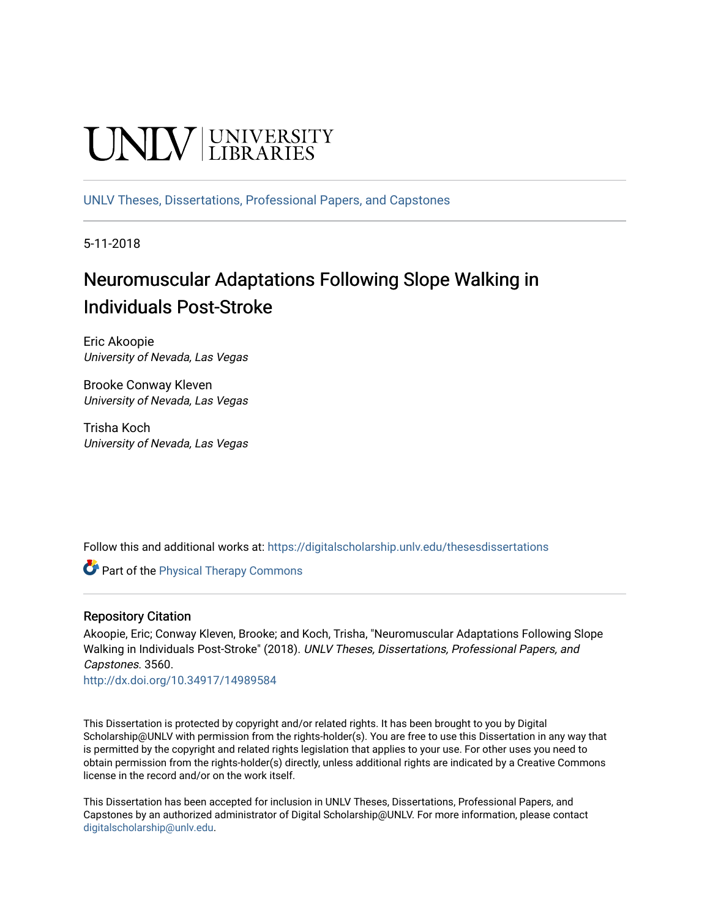UNLV | UNIVERSITY LIBRARIES

UNLV Theses, Dissertations, Professional Papers, and Capstones

5-11-2018

# Neuromuscular Adaptations Following Slope Walking in Individuals Post-Stroke

Eric Akoopie
*University of Nevada, Las Vegas*

Brooke Conway Kleven
*University of Nevada, Las Vegas*

Trisha Koch
*University of Nevada, Las Vegas*

Follow this and additional works at: https://digitalscholarship.unlv.edu/thesesdissertations

Part of the Physical Therapy Commons

## Repository Citation

Akoopie, Eric; Conway Kleven, Brooke; and Koch, Trisha, "Neuromuscular Adaptations Following Slope Walking in Individuals Post-Stroke" (2018). *UNLV Theses, Dissertations, Professional Papers, and Capstones*. 3560.
http://dx.doi.org/10.34917/14989584

This Dissertation is protected by copyright and/or related rights. It has been brought to you by Digital Scholarship@UNLV with permission from the rights-holder(s). You are free to use this Dissertation in any way that is permitted by the copyright and related rights legislation that applies to your use. For other uses you need to obtain permission from the rights-holder(s) directly, unless additional rights are indicated by a Creative Commons license in the record and/or on the work itself.

This Dissertation has been accepted for inclusion in UNLV Theses, Dissertations, Professional Papers, and Capstones by an authorized administrator of Digital Scholarship@UNLV. For more information, please contact digitalscholarship@unlv.edu.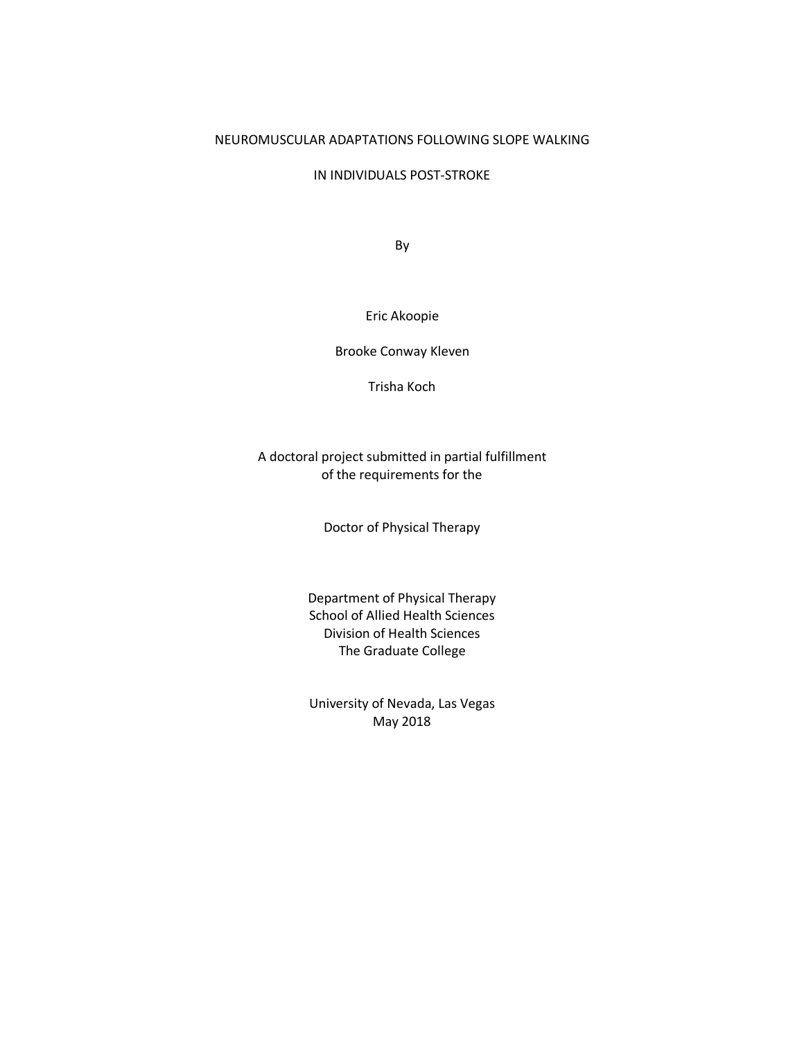# NEUROMUSCULAR ADAPTATIONS FOLLOWING SLOPE WALKING IN INDIVIDUALS POST-STROKE

By

Eric Akoopie

Brooke Conway Kleven

Trisha Koch

A doctoral project submitted in partial fulfillment of the requirements for the

Doctor of Physical Therapy

Department of Physical Therapy
School of Allied Health Sciences
Division of Health Sciences
The Graduate College

University of Nevada, Las Vegas
May 2018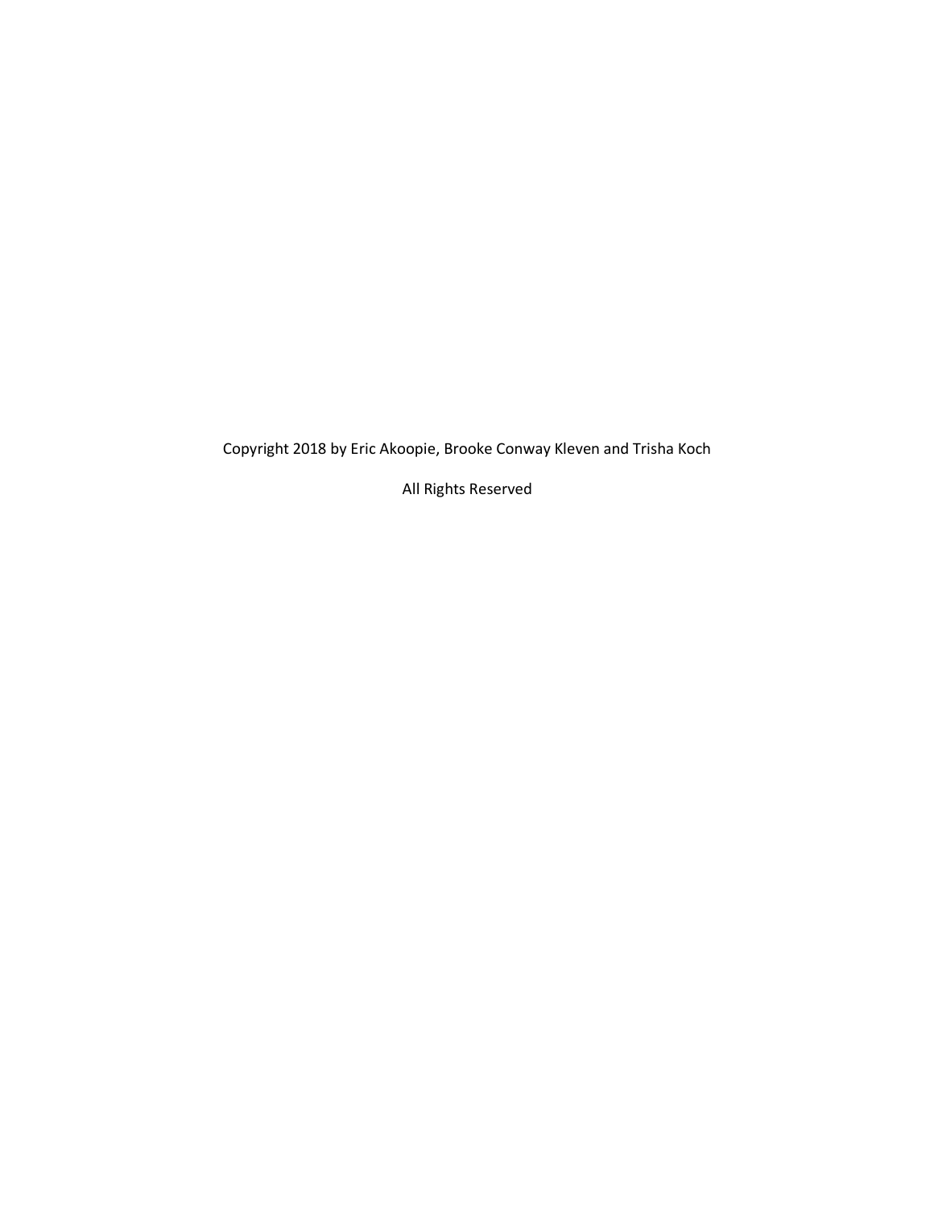Copyright 2018 by Eric Akoopie, Brooke Conway Kleven and Trisha Koch

All Rights Reserved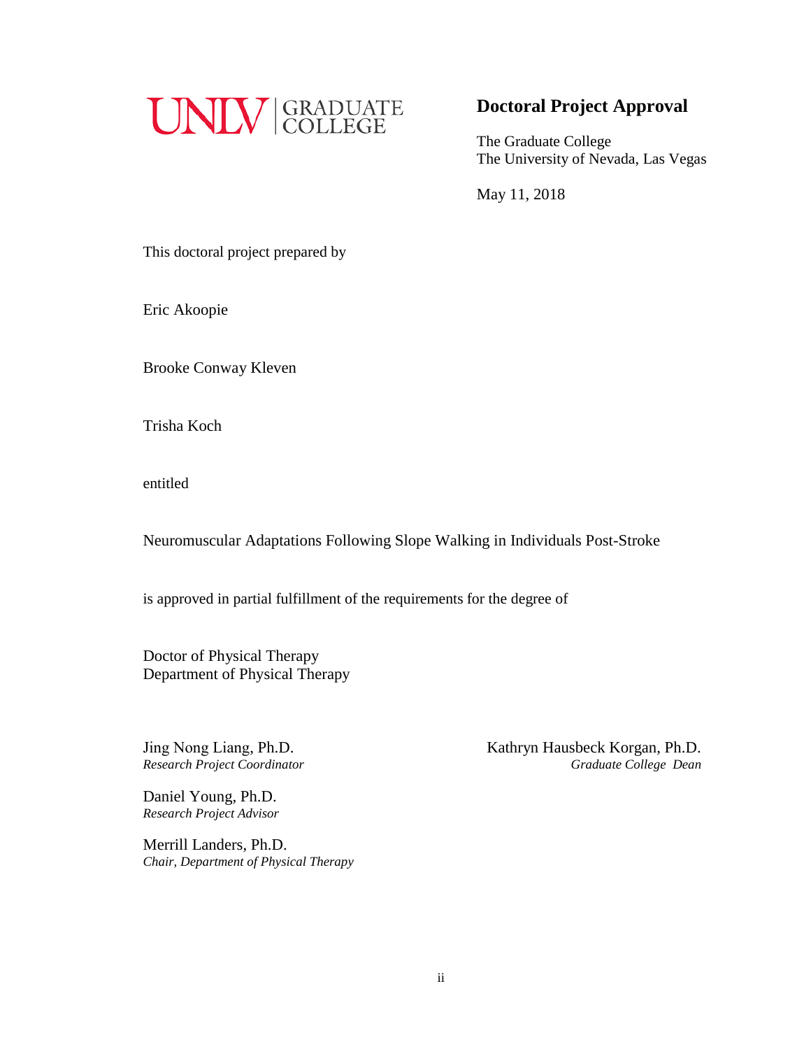UNLV | GRADUATE COLLEGE

## Doctoral Project Approval

The Graduate College
The University of Nevada, Las Vegas

May 11, 2018

This doctoral project prepared by

Eric Akoopie

Brooke Conway Kleven

Trisha Koch

entitled

Neuromuscular Adaptations Following Slope Walking in Individuals Post-Stroke

is approved in partial fulfillment of the requirements for the degree of

Doctor of Physical Therapy
Department of Physical Therapy

Jing Nong Liang, Ph.D.
*Research Project Coordinator*

Daniel Young, Ph.D.
*Research Project Advisor*

Merrill Landers, Ph.D.
*Chair, Department of Physical Therapy*

Kathryn Hausbeck Korgan, Ph.D.
*Graduate College Dean*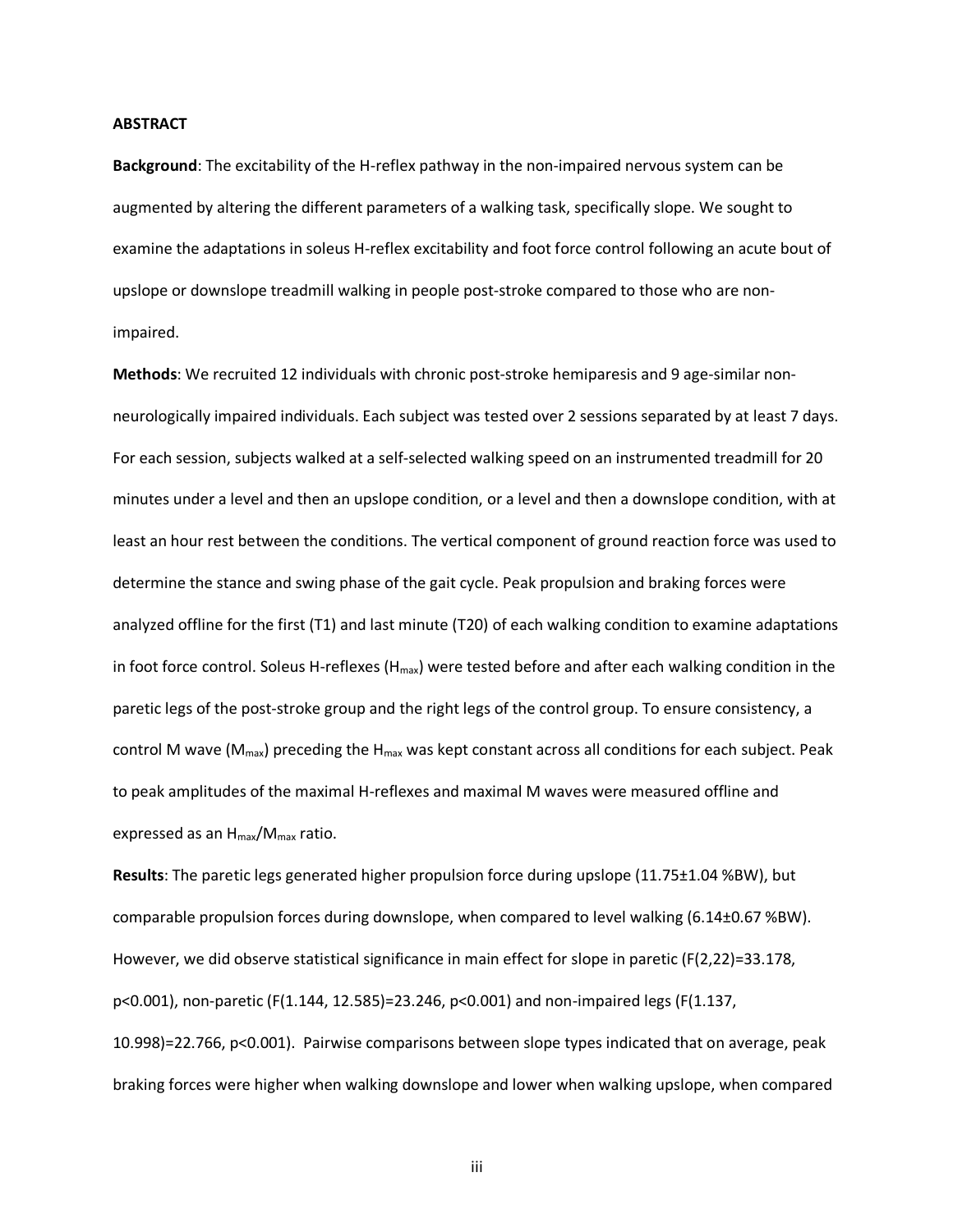**ABSTRACT**

**Background**: The excitability of the H-reflex pathway in the non-impaired nervous system can be augmented by altering the different parameters of a walking task, specifically slope. We sought to examine the adaptations in soleus H-reflex excitability and foot force control following an acute bout of upslope or downslope treadmill walking in people post-stroke compared to those who are non-impaired.

**Methods**: We recruited 12 individuals with chronic post-stroke hemiparesis and 9 age-similar non-neurologically impaired individuals. Each subject was tested over 2 sessions separated by at least 7 days. For each session, subjects walked at a self-selected walking speed on an instrumented treadmill for 20 minutes under a level and then an upslope condition, or a level and then a downslope condition, with at least an hour rest between the conditions. The vertical component of ground reaction force was used to determine the stance and swing phase of the gait cycle. Peak propulsion and braking forces were analyzed offline for the first (T1) and last minute (T20) of each walking condition to examine adaptations in foot force control. Soleus H-reflexes ($H_{max}$) were tested before and after each walking condition in the paretic legs of the post-stroke group and the right legs of the control group. To ensure consistency, a control M wave ($M_{max}$) preceding the $H_{max}$ was kept constant across all conditions for each subject. Peak to peak amplitudes of the maximal H-reflexes and maximal M waves were measured offline and expressed as an $H_{max}/M_{max}$ ratio.

**Results**: The paretic legs generated higher propulsion force during upslope (11.75±1.04 %BW), but comparable propulsion forces during downslope, when compared to level walking (6.14±0.67 %BW). However, we did observe statistical significance in main effect for slope in paretic ($F(2,22)=33.178$, $p<0.001$), non-paretic ($F(1.144, 12.585)=23.246$, $p<0.001$) and non-impaired legs ($F(1.137, 10.998)=22.766$, $p<0.001$). Pairwise comparisons between slope types indicated that on average, peak braking forces were higher when walking downslope and lower when walking upslope, when compared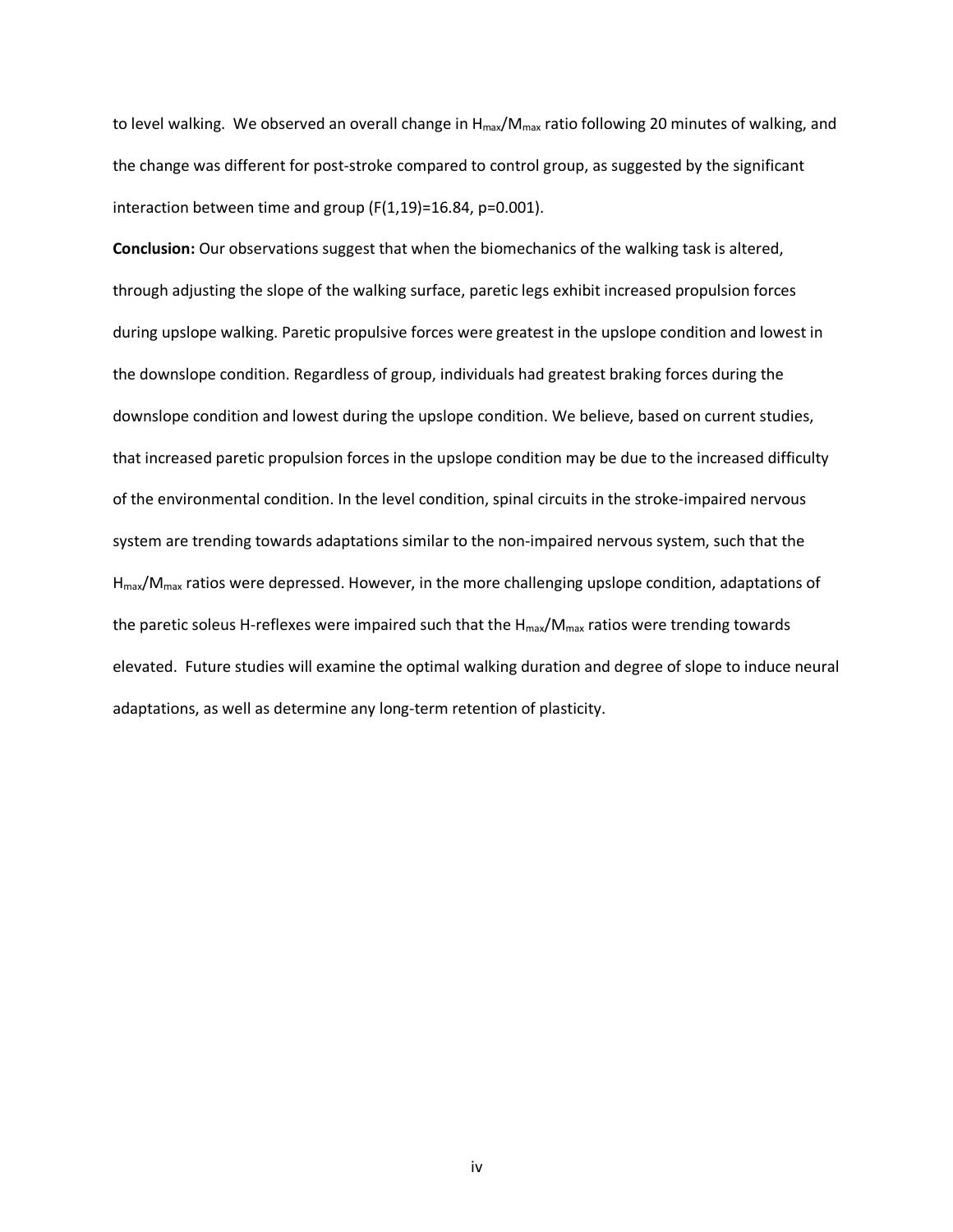to level walking. We observed an overall change in $H_{max}/M_{max}$ ratio following 20 minutes of walking, and the change was different for post-stroke compared to control group, as suggested by the significant interaction between time and group ($F(1,19)=16.84$, $p=0.001$).

**Conclusion:** Our observations suggest that when the biomechanics of the walking task is altered, through adjusting the slope of the walking surface, paretic legs exhibit increased propulsion forces during upslope walking. Paretic propulsive forces were greatest in the upslope condition and lowest in the downslope condition. Regardless of group, individuals had greatest braking forces during the downslope condition and lowest during the upslope condition. We believe, based on current studies, that increased paretic propulsion forces in the upslope condition may be due to the increased difficulty of the environmental condition. In the level condition, spinal circuits in the stroke-impaired nervous system are trending towards adaptations similar to the non-impaired nervous system, such that the $H_{max}/M_{max}$ ratios were depressed. However, in the more challenging upslope condition, adaptations of the paretic soleus H-reflexes were impaired such that the $H_{max}/M_{max}$ ratios were trending towards elevated. Future studies will examine the optimal walking duration and degree of slope to induce neural adaptations, as well as determine any long-term retention of plasticity.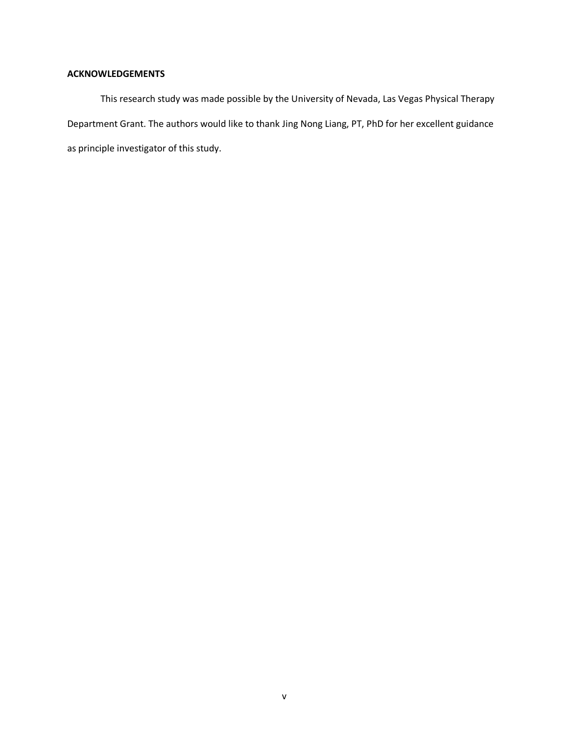## ACKNOWLEDGEMENTS

This research study was made possible by the University of Nevada, Las Vegas Physical Therapy Department Grant. The authors would like to thank Jing Nong Liang, PT, PhD for her excellent guidance as principle investigator of this study.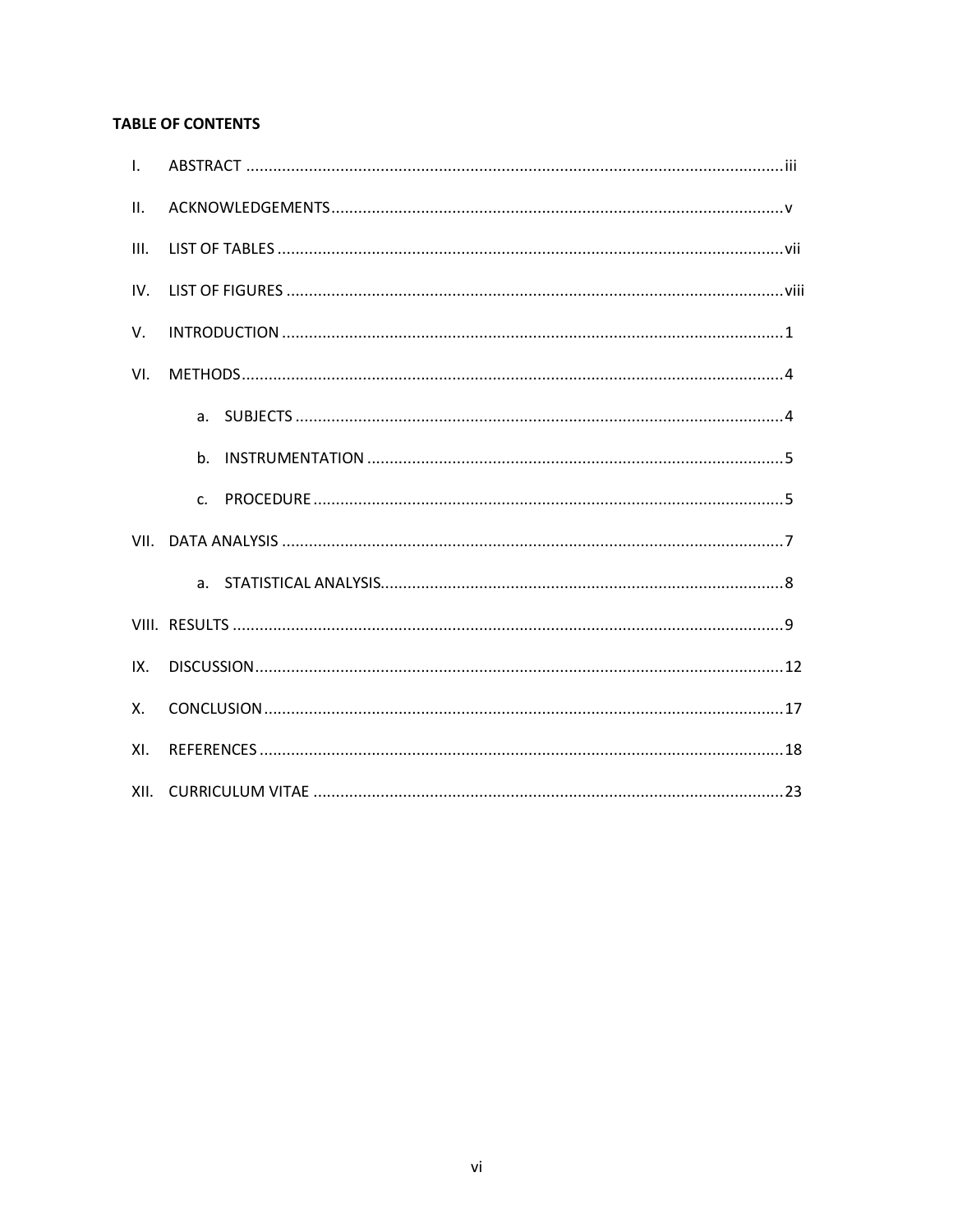**TABLE OF CONTENTS**

I. ABSTRACT ........................................................................................................................ iii

II. ACKNOWLEDGEMENTS..................................................................................................... v

III. LIST OF TABLES ................................................................................................................. vii

IV. LIST OF FIGURES ............................................................................................................... viii

V. INTRODUCTION ................................................................................................................ 1

VI. METHODS.......................................................................................................................... 4

  a. SUBJECTS ............................................................................................................ 4

  b. INSTRUMENTATION ............................................................................................ 5

  c. PROCEDURE ......................................................................................................... 5

VII. DATA ANALYSIS ................................................................................................................ 7

  a. STATISTICAL ANALYSIS......................................................................................... 8

VIII. RESULTS ........................................................................................................................... 9

IX. DISCUSSION...................................................................................................................... 12

X. CONCLUSION .................................................................................................................... 17

XI. REFERENCES ..................................................................................................................... 18

XII. CURRICULUM VITAE ......................................................................................................... 23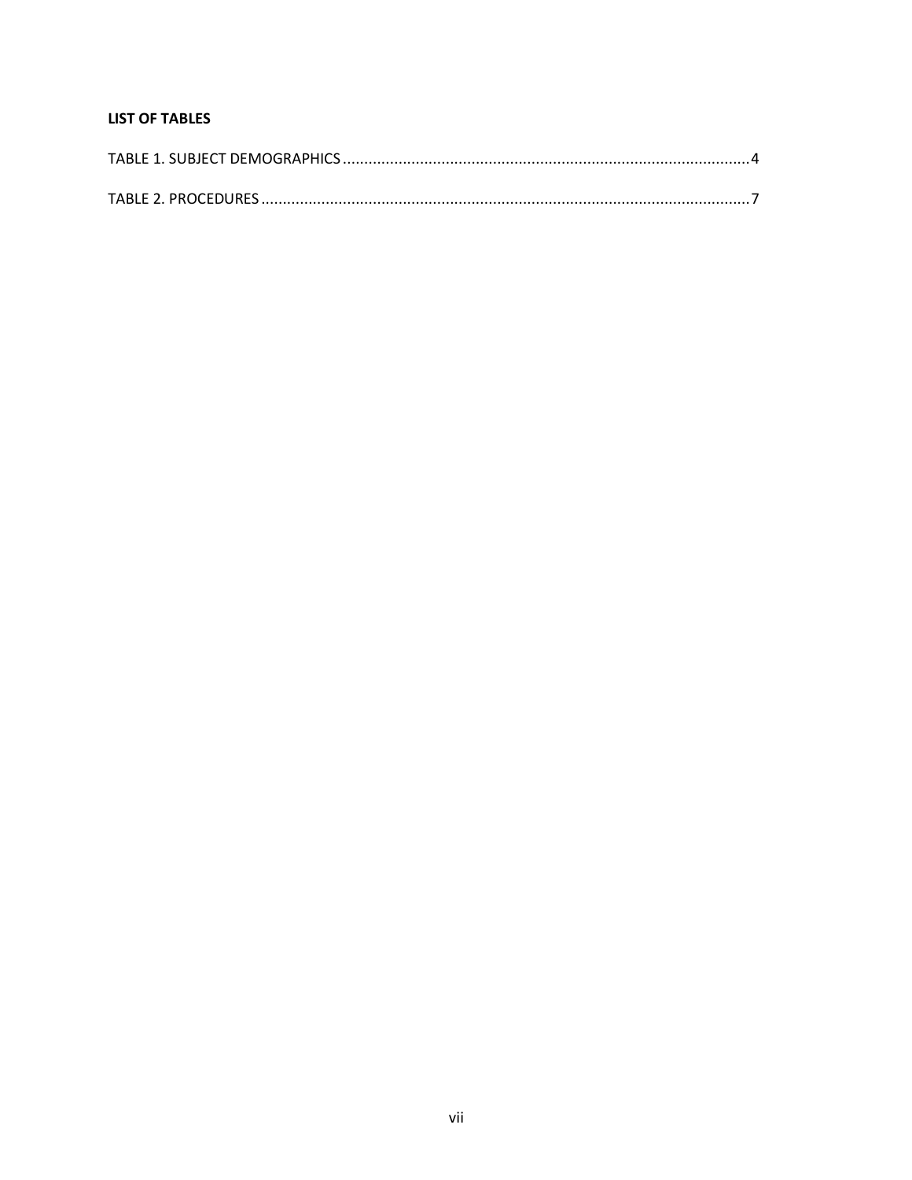**LIST OF TABLES**

TABLE 1. SUBJECT DEMOGRAPHICS ........................................................................................ 4

TABLE 2. PROCEDURES ........................................................................................................ 7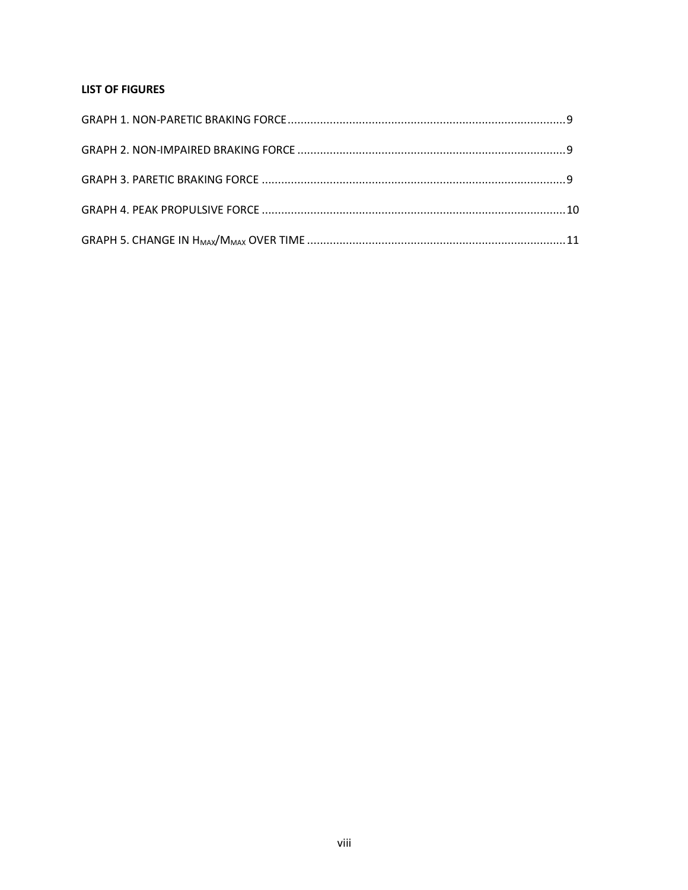**LIST OF FIGURES**

GRAPH 1. NON-PARETIC BRAKING FORCE....................................................................................9

GRAPH 2. NON-IMPAIRED BRAKING FORCE ...................................................................................9

GRAPH 3. PARETIC BRAKING FORCE ..............................................................................................9

GRAPH 4. PEAK PROPULSIVE FORCE ..............................................................................................10

GRAPH 5. CHANGE IN $H_{MAX}/M_{MAX}$ OVER TIME ................................................................................11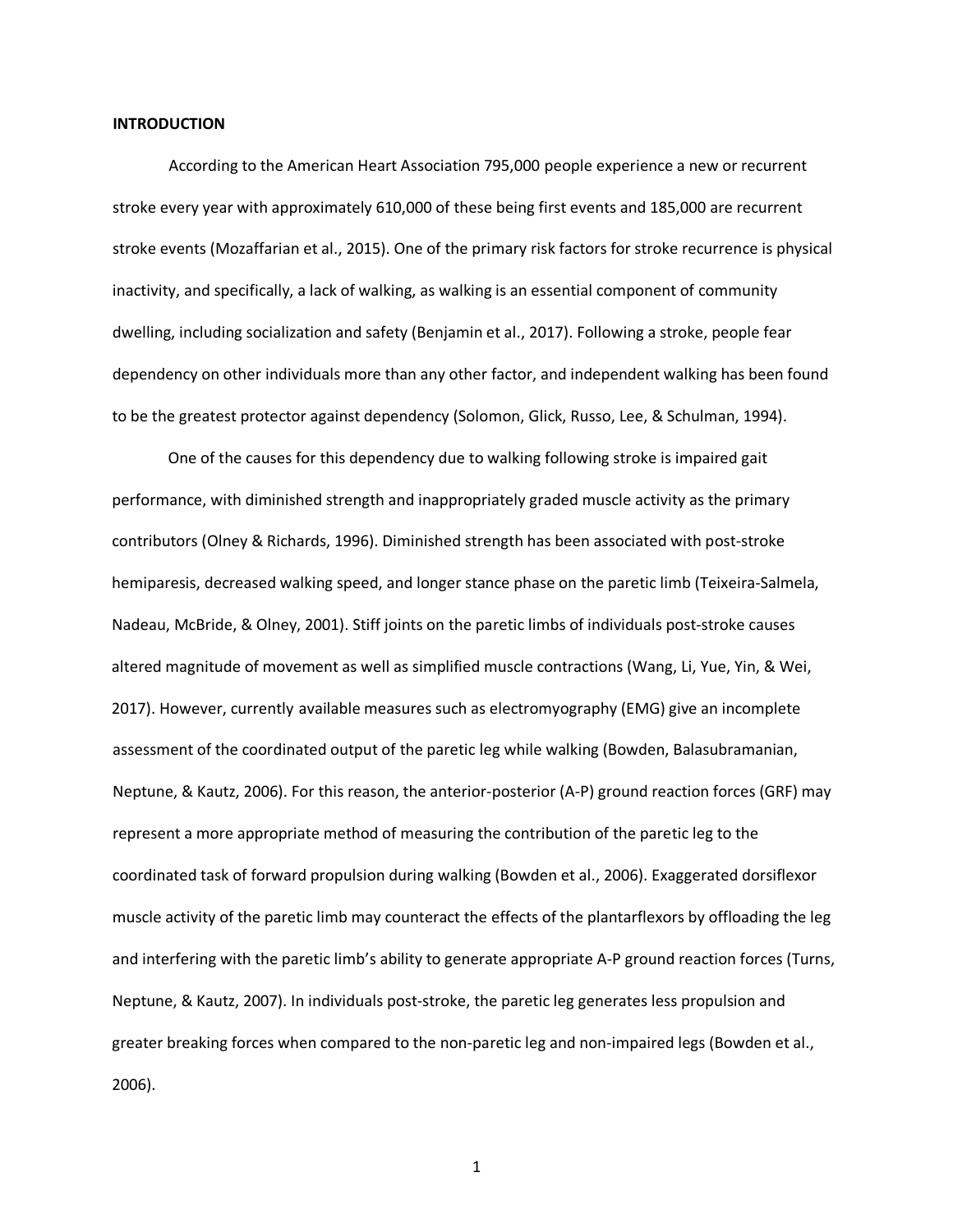**INTRODUCTION**

According to the American Heart Association 795,000 people experience a new or recurrent stroke every year with approximately 610,000 of these being first events and 185,000 are recurrent stroke events (Mozaffarian et al., 2015). One of the primary risk factors for stroke recurrence is physical inactivity, and specifically, a lack of walking, as walking is an essential component of community dwelling, including socialization and safety (Benjamin et al., 2017). Following a stroke, people fear dependency on other individuals more than any other factor, and independent walking has been found to be the greatest protector against dependency (Solomon, Glick, Russo, Lee, & Schulman, 1994).

One of the causes for this dependency due to walking following stroke is impaired gait performance, with diminished strength and inappropriately graded muscle activity as the primary contributors (Olney & Richards, 1996). Diminished strength has been associated with post-stroke hemiparesis, decreased walking speed, and longer stance phase on the paretic limb (Teixeira-Salmela, Nadeau, McBride, & Olney, 2001). Stiff joints on the paretic limbs of individuals post-stroke causes altered magnitude of movement as well as simplified muscle contractions (Wang, Li, Yue, Yin, & Wei, 2017). However, currently available measures such as electromyography (EMG) give an incomplete assessment of the coordinated output of the paretic leg while walking (Bowden, Balasubramanian, Neptune, & Kautz, 2006). For this reason, the anterior-posterior (A-P) ground reaction forces (GRF) may represent a more appropriate method of measuring the contribution of the paretic leg to the coordinated task of forward propulsion during walking (Bowden et al., 2006). Exaggerated dorsiflexor muscle activity of the paretic limb may counteract the effects of the plantarflexors by offloading the leg and interfering with the paretic limb's ability to generate appropriate A-P ground reaction forces (Turns, Neptune, & Kautz, 2007). In individuals post-stroke, the paretic leg generates less propulsion and greater breaking forces when compared to the non-paretic leg and non-impaired legs (Bowden et al., 2006).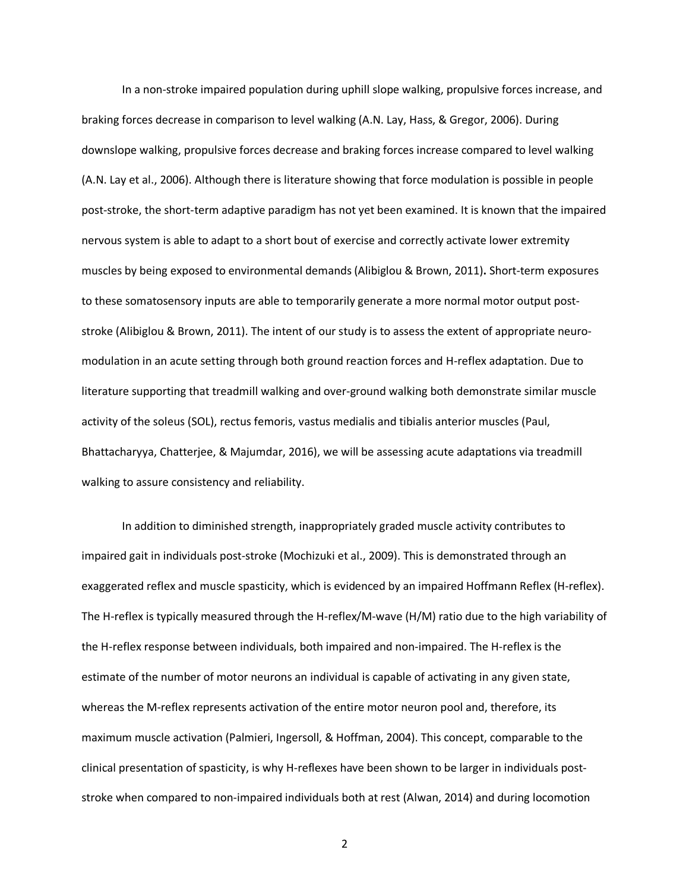In a non-stroke impaired population during uphill slope walking, propulsive forces increase, and braking forces decrease in comparison to level walking (A.N. Lay, Hass, & Gregor, 2006). During downslope walking, propulsive forces decrease and braking forces increase compared to level walking (A.N. Lay et al., 2006). Although there is literature showing that force modulation is possible in people post-stroke, the short-term adaptive paradigm has not yet been examined. It is known that the impaired nervous system is able to adapt to a short bout of exercise and correctly activate lower extremity muscles by being exposed to environmental demands (Alibiglou & Brown, 2011). Short-term exposures to these somatosensory inputs are able to temporarily generate a more normal motor output post-stroke (Alibiglou & Brown, 2011). The intent of our study is to assess the extent of appropriate neuro-modulation in an acute setting through both ground reaction forces and H-reflex adaptation. Due to literature supporting that treadmill walking and over-ground walking both demonstrate similar muscle activity of the soleus (SOL), rectus femoris, vastus medialis and tibialis anterior muscles (Paul, Bhattacharyya, Chatterjee, & Majumdar, 2016), we will be assessing acute adaptations via treadmill walking to assure consistency and reliability.

In addition to diminished strength, inappropriately graded muscle activity contributes to impaired gait in individuals post-stroke (Mochizuki et al., 2009). This is demonstrated through an exaggerated reflex and muscle spasticity, which is evidenced by an impaired Hoffmann Reflex (H-reflex). The H-reflex is typically measured through the H-reflex/M-wave (H/M) ratio due to the high variability of the H-reflex response between individuals, both impaired and non-impaired. The H-reflex is the estimate of the number of motor neurons an individual is capable of activating in any given state, whereas the M-reflex represents activation of the entire motor neuron pool and, therefore, its maximum muscle activation (Palmieri, Ingersoll, & Hoffman, 2004). This concept, comparable to the clinical presentation of spasticity, is why H-reflexes have been shown to be larger in individuals post-stroke when compared to non-impaired individuals both at rest (Alwan, 2014) and during locomotion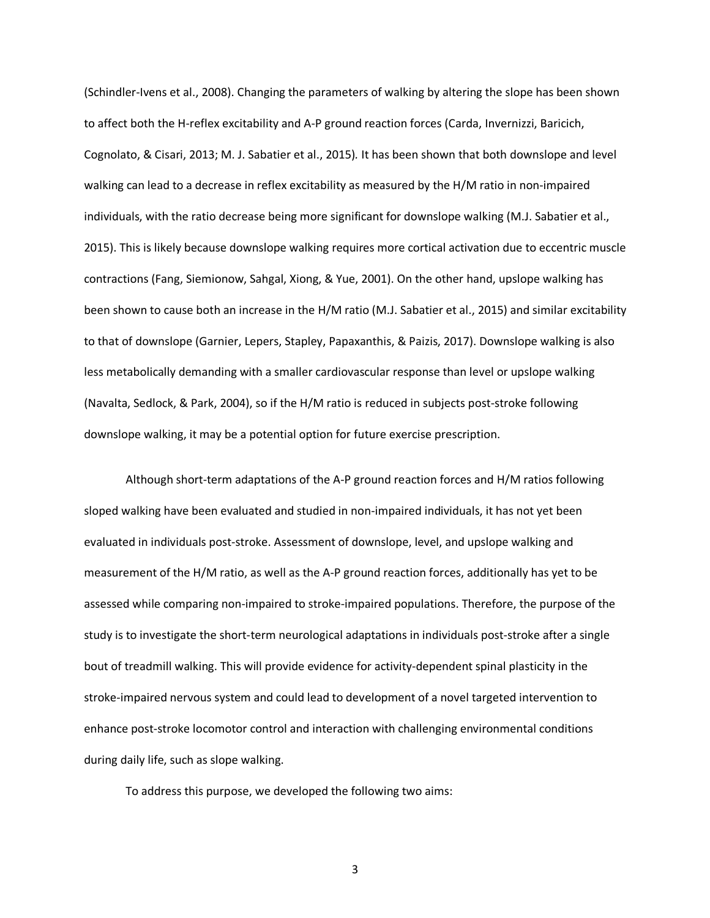(Schindler-Ivens et al., 2008). Changing the parameters of walking by altering the slope has been shown to affect both the H-reflex excitability and A-P ground reaction forces (Carda, Invernizzi, Baricich, Cognolato, & Cisari, 2013; M. J. Sabatier et al., 2015). It has been shown that both downslope and level walking can lead to a decrease in reflex excitability as measured by the H/M ratio in non-impaired individuals, with the ratio decrease being more significant for downslope walking (M.J. Sabatier et al., 2015). This is likely because downslope walking requires more cortical activation due to eccentric muscle contractions (Fang, Siemionow, Sahgal, Xiong, & Yue, 2001). On the other hand, upslope walking has been shown to cause both an increase in the H/M ratio (M.J. Sabatier et al., 2015) and similar excitability to that of downslope (Garnier, Lepers, Stapley, Papaxanthis, & Paizis, 2017). Downslope walking is also less metabolically demanding with a smaller cardiovascular response than level or upslope walking (Navalta, Sedlock, & Park, 2004), so if the H/M ratio is reduced in subjects post-stroke following downslope walking, it may be a potential option for future exercise prescription.

Although short-term adaptations of the A-P ground reaction forces and H/M ratios following sloped walking have been evaluated and studied in non-impaired individuals, it has not yet been evaluated in individuals post-stroke. Assessment of downslope, level, and upslope walking and measurement of the H/M ratio, as well as the A-P ground reaction forces, additionally has yet to be assessed while comparing non-impaired to stroke-impaired populations. Therefore, the purpose of the study is to investigate the short-term neurological adaptations in individuals post-stroke after a single bout of treadmill walking. This will provide evidence for activity-dependent spinal plasticity in the stroke-impaired nervous system and could lead to development of a novel targeted intervention to enhance post-stroke locomotor control and interaction with challenging environmental conditions during daily life, such as slope walking.

To address this purpose, we developed the following two aims: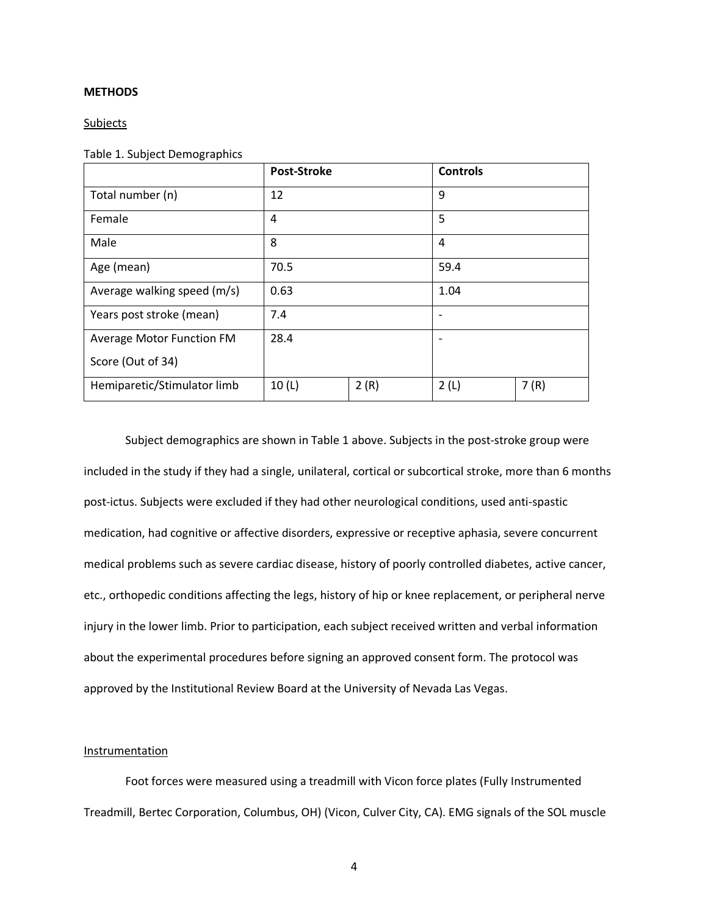**METHODS**

Subjects

Table 1. Subject Demographics

| | Post-Stroke | | Controls | |
|---|---|---|---|---|
| Total number (n) | 12 | | 9 | |
| Female | 4 | | 5 | |
| Male | 8 | | 4 | |
| Age (mean) | 70.5 | | 59.4 | |
| Average walking speed (m/s) | 0.63 | | 1.04 | |
| Years post stroke (mean) | 7.4 | | - | |
| Average Motor Function FM Score (Out of 34) | 28.4 | | - | |
| Hemiparetic/Stimulator limb | 10 (L) | 2 (R) | 2 (L) | 7 (R) |

Subject demographics are shown in Table 1 above. Subjects in the post-stroke group were included in the study if they had a single, unilateral, cortical or subcortical stroke, more than 6 months post-ictus. Subjects were excluded if they had other neurological conditions, used anti-spastic medication, had cognitive or affective disorders, expressive or receptive aphasia, severe concurrent medical problems such as severe cardiac disease, history of poorly controlled diabetes, active cancer, etc., orthopedic conditions affecting the legs, history of hip or knee replacement, or peripheral nerve injury in the lower limb. Prior to participation, each subject received written and verbal information about the experimental procedures before signing an approved consent form. The protocol was approved by the Institutional Review Board at the University of Nevada Las Vegas.

Instrumentation

Foot forces were measured using a treadmill with Vicon force plates (Fully Instrumented Treadmill, Bertec Corporation, Columbus, OH) (Vicon, Culver City, CA). EMG signals of the SOL muscle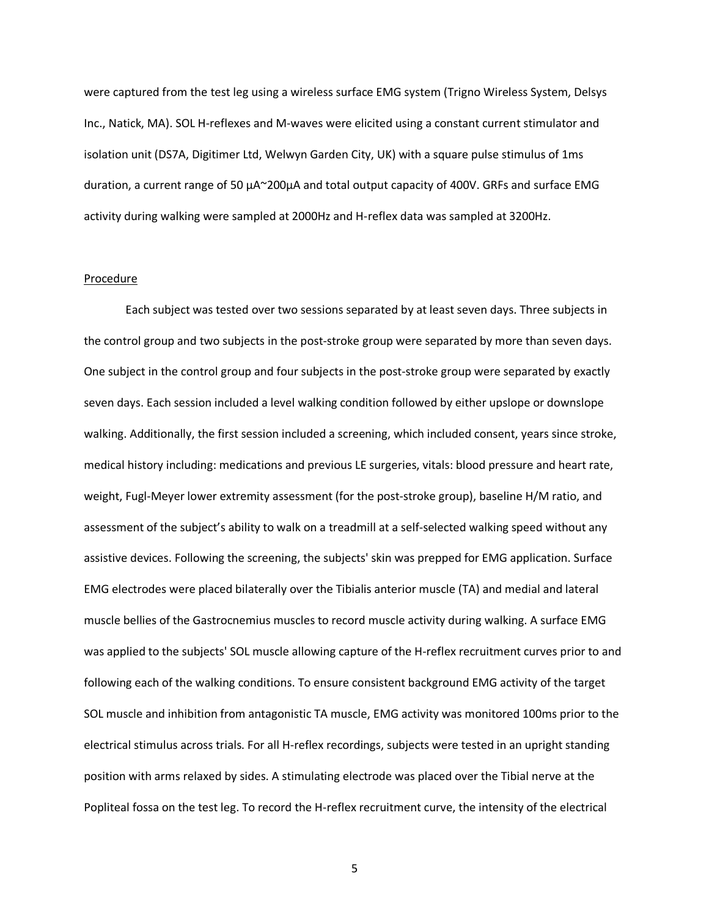were captured from the test leg using a wireless surface EMG system (Trigno Wireless System, Delsys Inc., Natick, MA). SOL H-reflexes and M-waves were elicited using a constant current stimulator and isolation unit (DS7A, Digitimer Ltd, Welwyn Garden City, UK) with a square pulse stimulus of 1ms duration, a current range of 50 μA~200μA and total output capacity of 400V. GRFs and surface EMG activity during walking were sampled at 2000Hz and H-reflex data was sampled at 3200Hz.

## Procedure

Each subject was tested over two sessions separated by at least seven days. Three subjects in the control group and two subjects in the post-stroke group were separated by more than seven days. One subject in the control group and four subjects in the post-stroke group were separated by exactly seven days. Each session included a level walking condition followed by either upslope or downslope walking. Additionally, the first session included a screening, which included consent, years since stroke, medical history including: medications and previous LE surgeries, vitals: blood pressure and heart rate, weight, Fugl-Meyer lower extremity assessment (for the post-stroke group), baseline H/M ratio, and assessment of the subject's ability to walk on a treadmill at a self-selected walking speed without any assistive devices. Following the screening, the subjects' skin was prepped for EMG application. Surface EMG electrodes were placed bilaterally over the Tibialis anterior muscle (TA) and medial and lateral muscle bellies of the Gastrocnemius muscles to record muscle activity during walking. A surface EMG was applied to the subjects' SOL muscle allowing capture of the H-reflex recruitment curves prior to and following each of the walking conditions. To ensure consistent background EMG activity of the target SOL muscle and inhibition from antagonistic TA muscle, EMG activity was monitored 100ms prior to the electrical stimulus across trials. For all H-reflex recordings, subjects were tested in an upright standing position with arms relaxed by sides. A stimulating electrode was placed over the Tibial nerve at the Popliteal fossa on the test leg. To record the H-reflex recruitment curve, the intensity of the electrical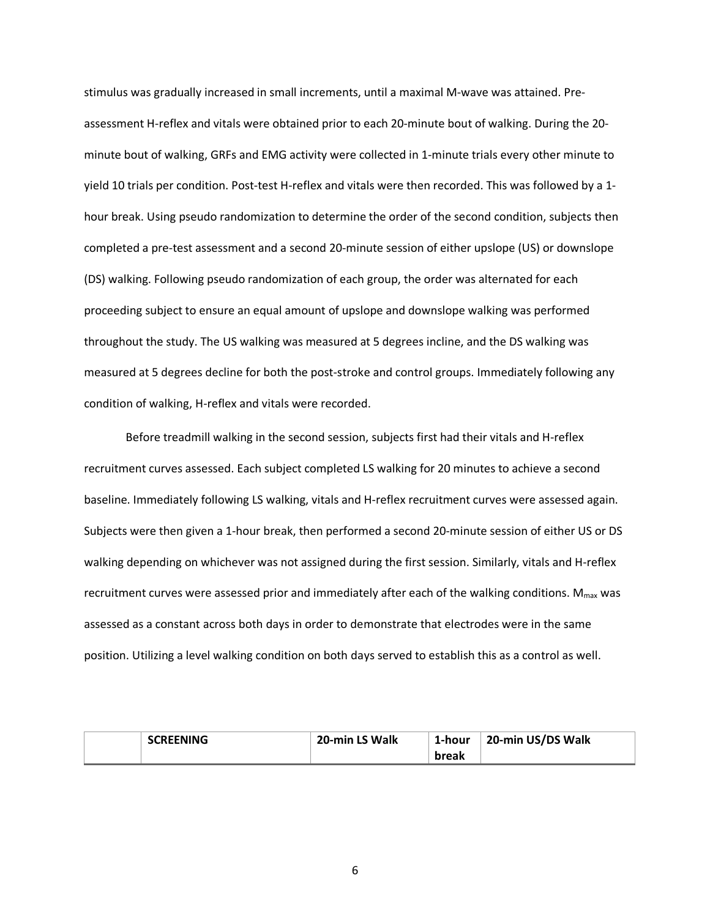stimulus was gradually increased in small increments, until a maximal M-wave was attained. Pre-assessment H-reflex and vitals were obtained prior to each 20-minute bout of walking. During the 20-minute bout of walking, GRFs and EMG activity were collected in 1-minute trials every other minute to yield 10 trials per condition. Post-test H-reflex and vitals were then recorded. This was followed by a 1-hour break. Using pseudo randomization to determine the order of the second condition, subjects then completed a pre-test assessment and a second 20-minute session of either upslope (US) or downslope (DS) walking. Following pseudo randomization of each group, the order was alternated for each proceeding subject to ensure an equal amount of upslope and downslope walking was performed throughout the study. The US walking was measured at 5 degrees incline, and the DS walking was measured at 5 degrees decline for both the post-stroke and control groups. Immediately following any condition of walking, H-reflex and vitals were recorded.

Before treadmill walking in the second session, subjects first had their vitals and H-reflex recruitment curves assessed. Each subject completed LS walking for 20 minutes to achieve a second baseline. Immediately following LS walking, vitals and H-reflex recruitment curves were assessed again. Subjects were then given a 1-hour break, then performed a second 20-minute session of either US or DS walking depending on whichever was not assigned during the first session. Similarly, vitals and H-reflex recruitment curves were assessed prior and immediately after each of the walking conditions. $M_{max}$ was assessed as a constant across both days in order to demonstrate that electrodes were in the same position. Utilizing a level walking condition on both days served to establish this as a control as well.

| | **SCREENING** | **20-min LS Walk** | **1-hour break** | **20-min US/DS Walk** |
|---|---|---|---|---|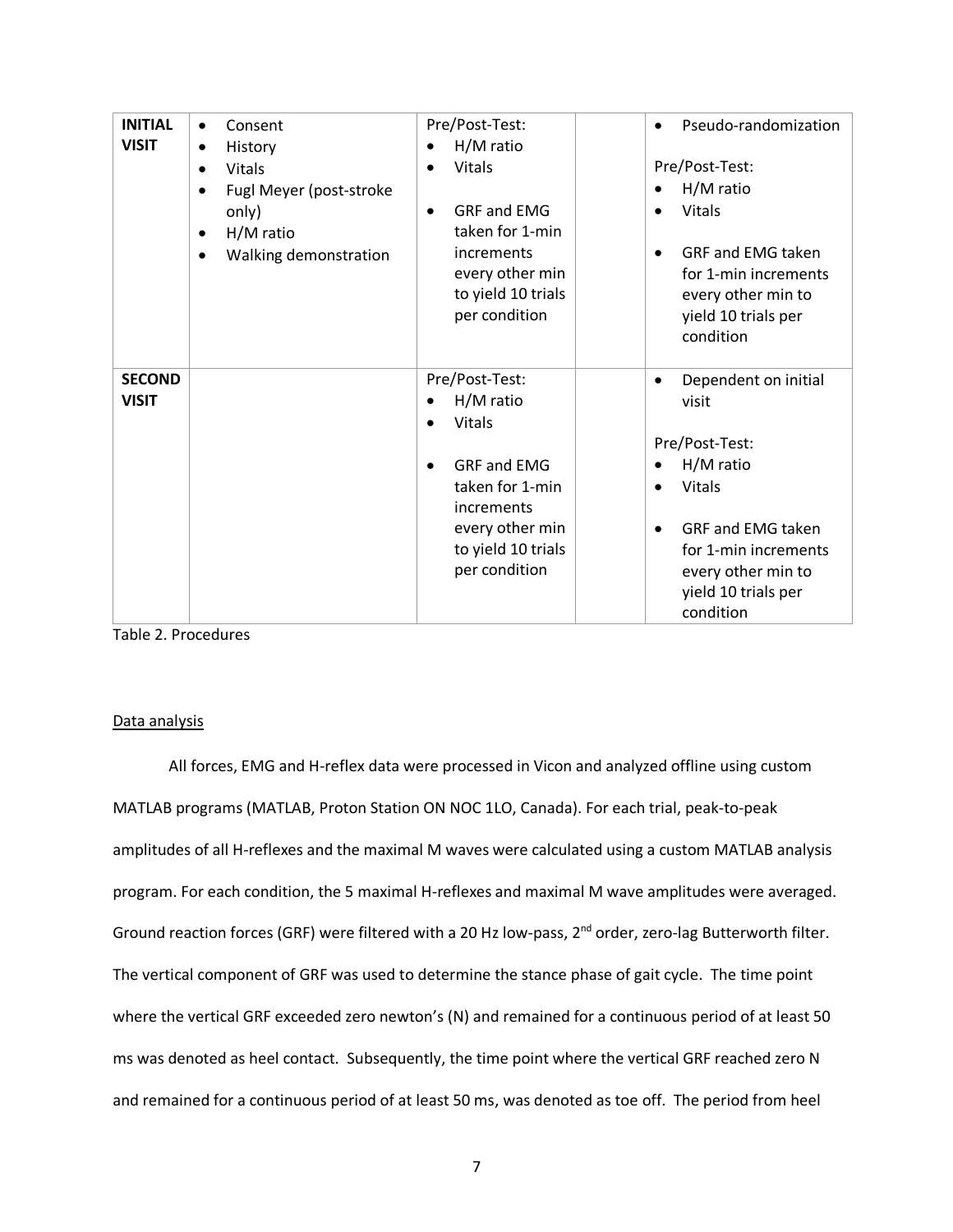| | | | | |
|---|---|---|---|---|
| **INITIAL VISIT** | • Consent<br>• History<br>• Vitals<br>• Fugl Meyer (post-stroke only)<br>• H/M ratio<br>• Walking demonstration | Pre/Post-Test:<br>• H/M ratio<br>• Vitals<br><br>• GRF and EMG taken for 1-min increments every other min to yield 10 trials per condition | | • Pseudo-randomization<br><br>Pre/Post-Test:<br>• H/M ratio<br>• Vitals<br><br>• GRF and EMG taken for 1-min increments every other min to yield 10 trials per condition |
| **SECOND VISIT** | | Pre/Post-Test:<br>• H/M ratio<br>• Vitals<br><br>• GRF and EMG taken for 1-min increments every other min to yield 10 trials per condition | | • Dependent on initial visit<br><br>Pre/Post-Test:<br>• H/M ratio<br>• Vitals<br><br>• GRF and EMG taken for 1-min increments every other min to yield 10 trials per condition |

Table 2. Procedures

Data analysis

All forces, EMG and H-reflex data were processed in Vicon and analyzed offline using custom MATLAB programs (MATLAB, Proton Station ON NOC 1LO, Canada). For each trial, peak-to-peak amplitudes of all H-reflexes and the maximal M waves were calculated using a custom MATLAB analysis program. For each condition, the 5 maximal H-reflexes and maximal M wave amplitudes were averaged. Ground reaction forces (GRF) were filtered with a 20 Hz low-pass, 2[nd] order, zero-lag Butterworth filter. The vertical component of GRF was used to determine the stance phase of gait cycle. The time point where the vertical GRF exceeded zero newton's (N) and remained for a continuous period of at least 50 ms was denoted as heel contact. Subsequently, the time point where the vertical GRF reached zero N and remained for a continuous period of at least 50 ms, was denoted as toe off. The period from heel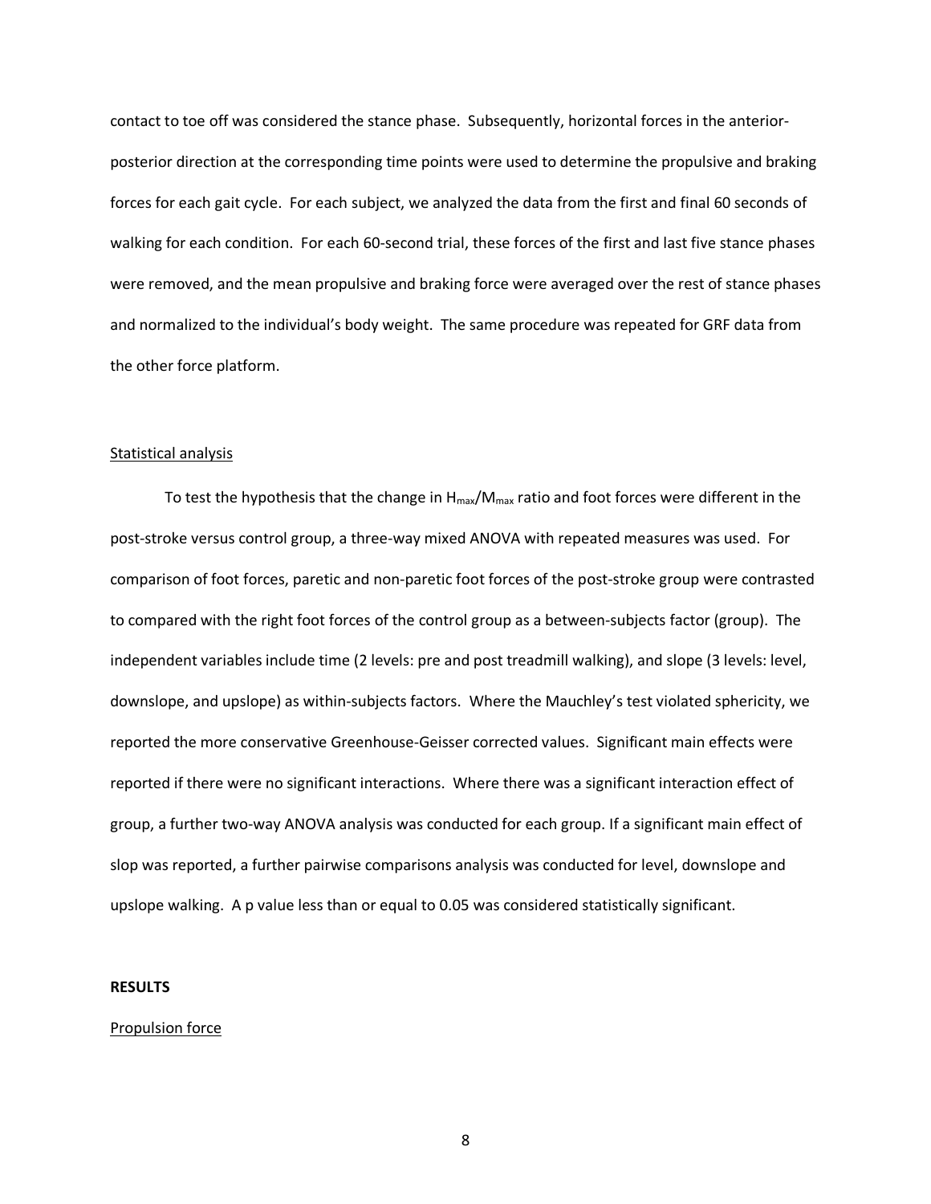contact to toe off was considered the stance phase. Subsequently, horizontal forces in the anterior-posterior direction at the corresponding time points were used to determine the propulsive and braking forces for each gait cycle. For each subject, we analyzed the data from the first and final 60 seconds of walking for each condition. For each 60-second trial, these forces of the first and last five stance phases were removed, and the mean propulsive and braking force were averaged over the rest of stance phases and normalized to the individual's body weight. The same procedure was repeated for GRF data from the other force platform.

<u>Statistical analysis</u>

To test the hypothesis that the change in $H_{max}/M_{max}$ ratio and foot forces were different in the post-stroke versus control group, a three-way mixed ANOVA with repeated measures was used. For comparison of foot forces, paretic and non-paretic foot forces of the post-stroke group were contrasted to compared with the right foot forces of the control group as a between-subjects factor (group). The independent variables include time (2 levels: pre and post treadmill walking), and slope (3 levels: level, downslope, and upslope) as within-subjects factors. Where the Mauchley's test violated sphericity, we reported the more conservative Greenhouse-Geisser corrected values. Significant main effects were reported if there were no significant interactions. Where there was a significant interaction effect of group, a further two-way ANOVA analysis was conducted for each group. If a significant main effect of slop was reported, a further pairwise comparisons analysis was conducted for level, downslope and upslope walking. A p value less than or equal to 0.05 was considered statistically significant.

**RESULTS**

<u>Propulsion force</u>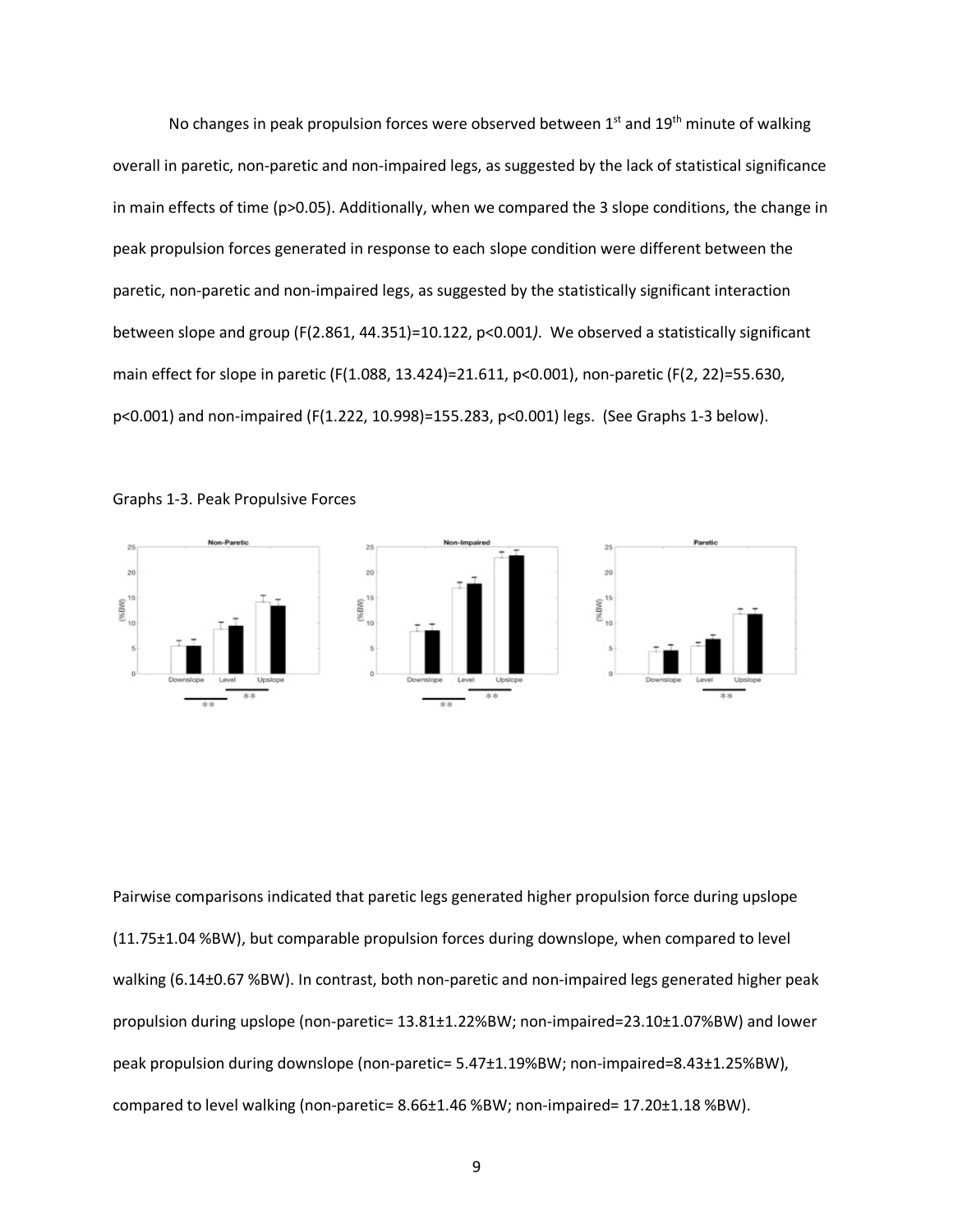No changes in peak propulsion forces were observed between 1st and 19th minute of walking overall in paretic, non-paretic and non-impaired legs, as suggested by the lack of statistical significance in main effects of time ($p>0.05$). Additionally, when we compared the 3 slope conditions, the change in peak propulsion forces generated in response to each slope condition were different between the paretic, non-paretic and non-impaired legs, as suggested by the statistically significant interaction between slope and group ($F(2.861, 44.351)=10.122$, $p<0.001$). We observed a statistically significant main effect for slope in paretic ($F(1.088, 13.424)=21.611$, $p<0.001$), non-paretic ($F(2, 22)=55.630$, $p<0.001$) and non-impaired ($F(1.222, 10.998)=155.283$, $p<0.001$) legs. (See Graphs 1-3 below).

Graphs 1-3. Peak Propulsive Forces

Pairwise comparisons indicated that paretic legs generated higher propulsion force during upslope (11.75±1.04 %BW), but comparable propulsion forces during downslope, when compared to level walking (6.14±0.67 %BW). In contrast, both non-paretic and non-impaired legs generated higher peak propulsion during upslope (non-paretic= 13.81±1.22%BW; non-impaired=23.10±1.07%BW) and lower peak propulsion during downslope (non-paretic= 5.47±1.19%BW; non-impaired=8.43±1.25%BW), compared to level walking (non-paretic= 8.66±1.46 %BW; non-impaired= 17.20±1.18 %BW).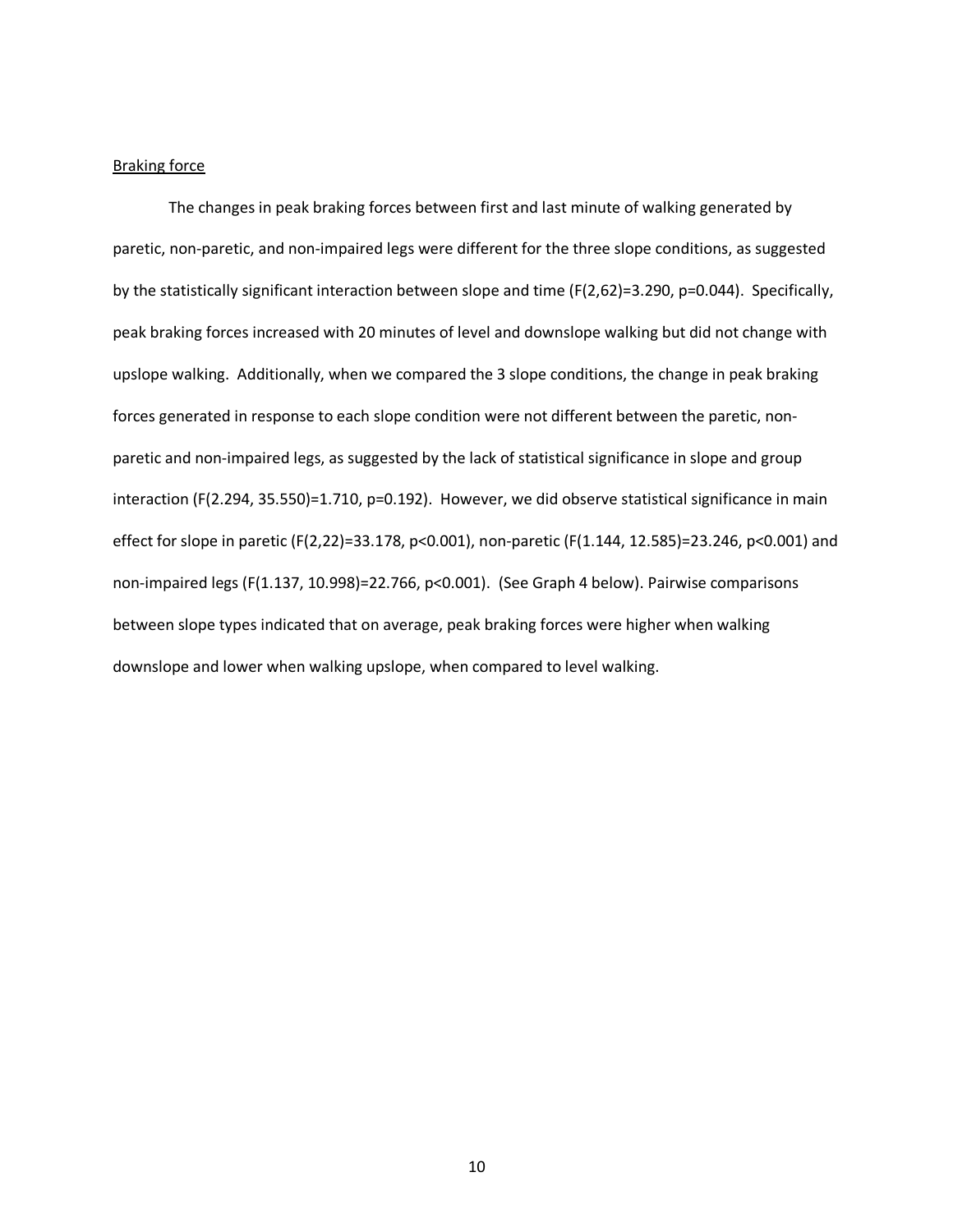Braking force

The changes in peak braking forces between first and last minute of walking generated by paretic, non-paretic, and non-impaired legs were different for the three slope conditions, as suggested by the statistically significant interaction between slope and time ($F(2,62)=3.290$, $p=0.044$). Specifically, peak braking forces increased with 20 minutes of level and downslope walking but did not change with upslope walking. Additionally, when we compared the 3 slope conditions, the change in peak braking forces generated in response to each slope condition were not different between the paretic, non-paretic and non-impaired legs, as suggested by the lack of statistical significance in slope and group interaction ($F(2.294, 35.550)=1.710$, $p=0.192$). However, we did observe statistical significance in main effect for slope in paretic ($F(2,22)=33.178$, $p<0.001$), non-paretic ($F(1.144, 12.585)=23.246$, $p<0.001$) and non-impaired legs ($F(1.137, 10.998)=22.766$, $p<0.001$). (See Graph 4 below). Pairwise comparisons between slope types indicated that on average, peak braking forces were higher when walking downslope and lower when walking upslope, when compared to level walking.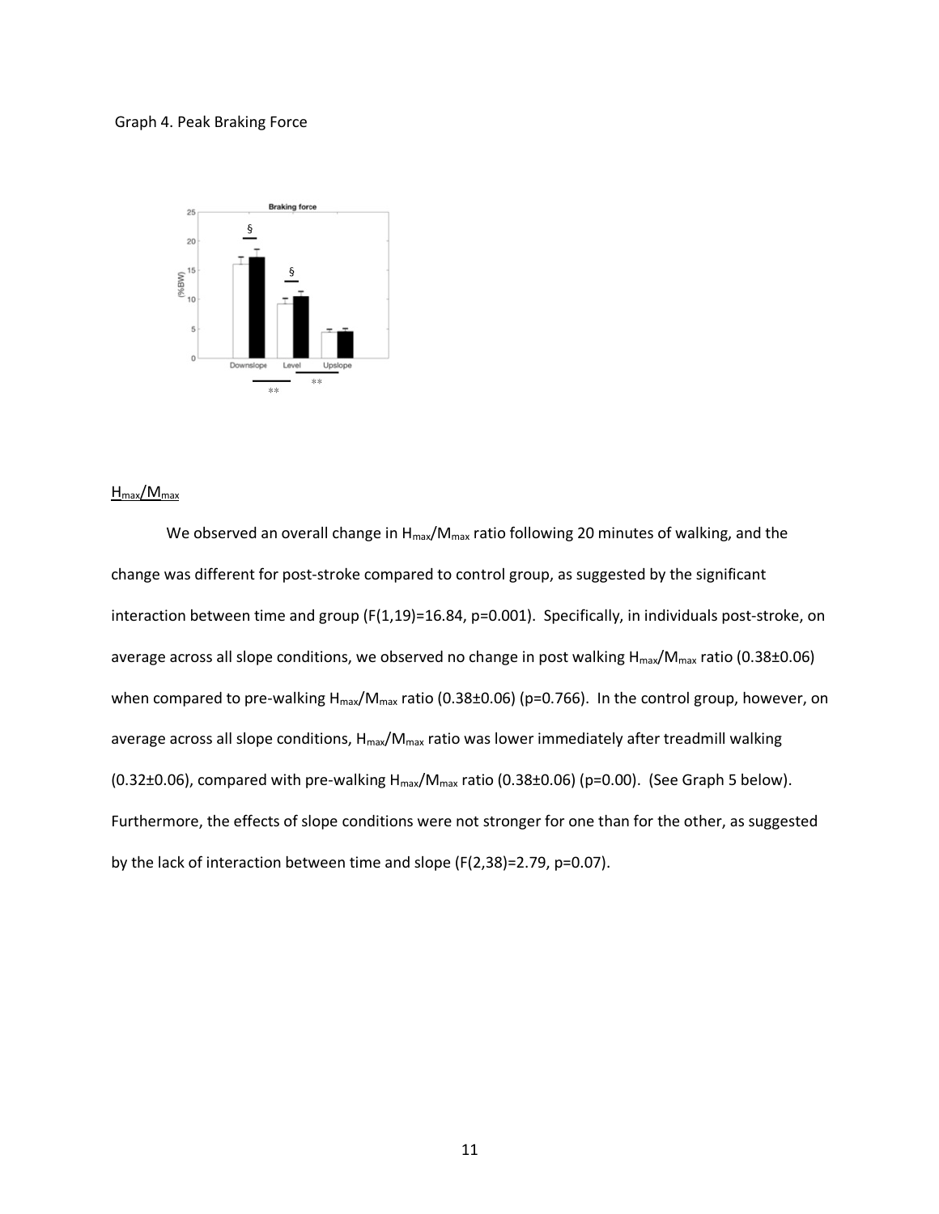Graph 4. Peak Braking Force

## $H_{max}/M_{max}$

We observed an overall change in $H_{max}/M_{max}$ ratio following 20 minutes of walking, and the change was different for post-stroke compared to control group, as suggested by the significant interaction between time and group ($F(1,19)=16.84$, $p=0.001$). Specifically, in individuals post-stroke, on average across all slope conditions, we observed no change in post walking $H_{max}/M_{max}$ ratio (0.38±0.06) when compared to pre-walking $H_{max}/M_{max}$ ratio (0.38±0.06) ($p=0.766$). In the control group, however, on average across all slope conditions, $H_{max}/M_{max}$ ratio was lower immediately after treadmill walking (0.32±0.06), compared with pre-walking $H_{max}/M_{max}$ ratio (0.38±0.06) ($p=0.00$). (See Graph 5 below). Furthermore, the effects of slope conditions were not stronger for one than for the other, as suggested by the lack of interaction between time and slope ($F(2,38)=2.79$, $p=0.07$).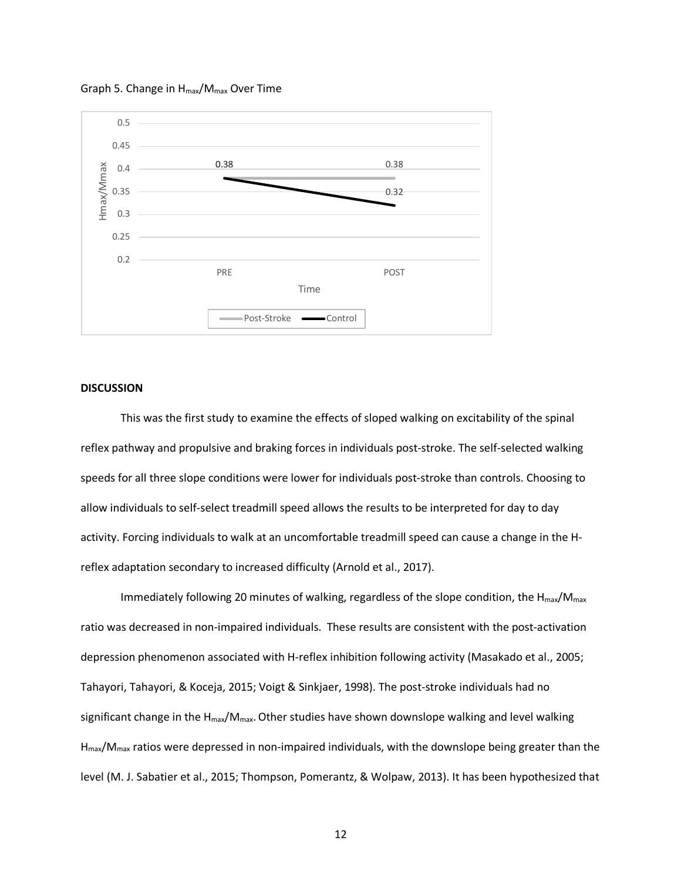Graph 5. Change in $H_{max}/M_{max}$ Over Time

## DISCUSSION

This was the first study to examine the effects of sloped walking on excitability of the spinal reflex pathway and propulsive and braking forces in individuals post-stroke. The self-selected walking speeds for all three slope conditions were lower for individuals post-stroke than controls. Choosing to allow individuals to self-select treadmill speed allows the results to be interpreted for day to day activity. Forcing individuals to walk at an uncomfortable treadmill speed can cause a change in the H-reflex adaptation secondary to increased difficulty (Arnold et al., 2017).

Immediately following 20 minutes of walking, regardless of the slope condition, the $H_{max}/M_{max}$ ratio was decreased in non-impaired individuals. These results are consistent with the post-activation depression phenomenon associated with H-reflex inhibition following activity (Masakado et al., 2005; Tahayori, Tahayori, & Koceja, 2015; Voigt & Sinkjaer, 1998). The post-stroke individuals had no significant change in the $H_{max}/M_{max}$. Other studies have shown downslope walking and level walking $H_{max}/M_{max}$ ratios were depressed in non-impaired individuals, with the downslope being greater than the level (M. J. Sabatier et al., 2015; Thompson, Pomerantz, & Wolpaw, 2013). It has been hypothesized that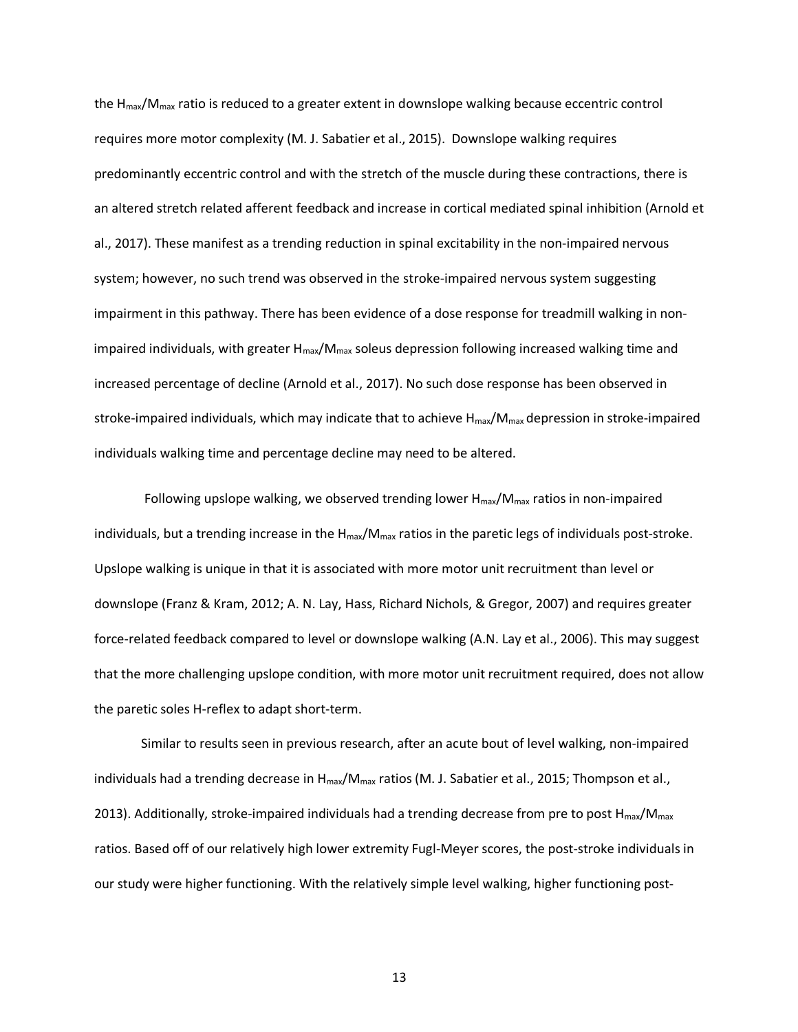the $H_{max}/M_{max}$ ratio is reduced to a greater extent in downslope walking because eccentric control requires more motor complexity (M. J. Sabatier et al., 2015). Downslope walking requires predominantly eccentric control and with the stretch of the muscle during these contractions, there is an altered stretch related afferent feedback and increase in cortical mediated spinal inhibition (Arnold et al., 2017). These manifest as a trending reduction in spinal excitability in the non-impaired nervous system; however, no such trend was observed in the stroke-impaired nervous system suggesting impairment in this pathway. There has been evidence of a dose response for treadmill walking in non-impaired individuals, with greater $H_{max}/M_{max}$ soleus depression following increased walking time and increased percentage of decline (Arnold et al., 2017). No such dose response has been observed in stroke-impaired individuals, which may indicate that to achieve $H_{max}/M_{max}$ depression in stroke-impaired individuals walking time and percentage decline may need to be altered.

Following upslope walking, we observed trending lower $H_{max}/M_{max}$ ratios in non-impaired individuals, but a trending increase in the $H_{max}/M_{max}$ ratios in the paretic legs of individuals post-stroke. Upslope walking is unique in that it is associated with more motor unit recruitment than level or downslope (Franz & Kram, 2012; A. N. Lay, Hass, Richard Nichols, & Gregor, 2007) and requires greater force-related feedback compared to level or downslope walking (A.N. Lay et al., 2006). This may suggest that the more challenging upslope condition, with more motor unit recruitment required, does not allow the paretic soles H-reflex to adapt short-term.

Similar to results seen in previous research, after an acute bout of level walking, non-impaired individuals had a trending decrease in $H_{max}/M_{max}$ ratios (M. J. Sabatier et al., 2015; Thompson et al., 2013). Additionally, stroke-impaired individuals had a trending decrease from pre to post $H_{max}/M_{max}$ ratios. Based off of our relatively high lower extremity Fugl-Meyer scores, the post-stroke individuals in our study were higher functioning. With the relatively simple level walking, higher functioning post-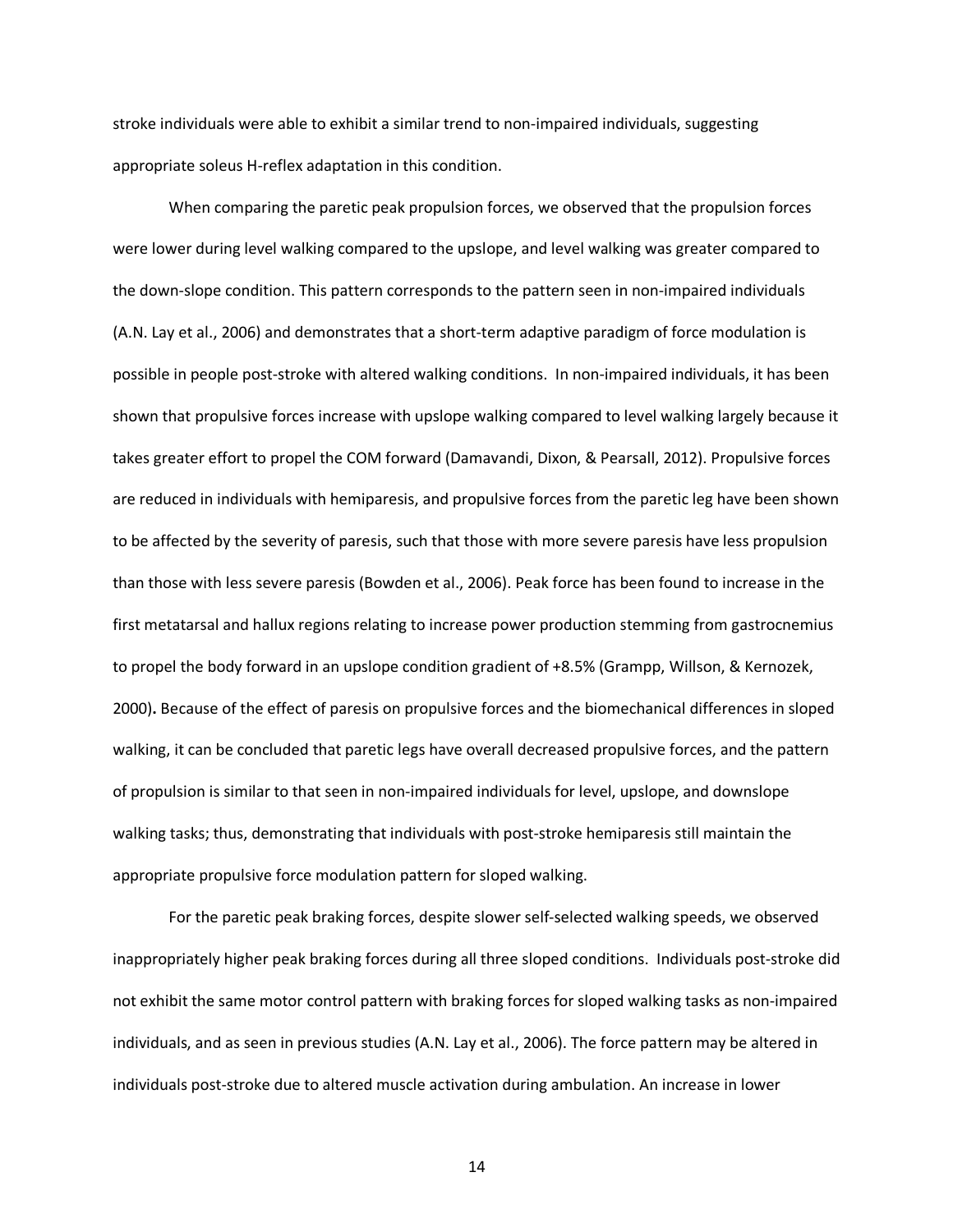stroke individuals were able to exhibit a similar trend to non-impaired individuals, suggesting appropriate soleus H-reflex adaptation in this condition.

When comparing the paretic peak propulsion forces, we observed that the propulsion forces were lower during level walking compared to the upslope, and level walking was greater compared to the down-slope condition. This pattern corresponds to the pattern seen in non-impaired individuals (A.N. Lay et al., 2006) and demonstrates that a short-term adaptive paradigm of force modulation is possible in people post-stroke with altered walking conditions. In non-impaired individuals, it has been shown that propulsive forces increase with upslope walking compared to level walking largely because it takes greater effort to propel the COM forward (Damavandi, Dixon, & Pearsall, 2012). Propulsive forces are reduced in individuals with hemiparesis, and propulsive forces from the paretic leg have been shown to be affected by the severity of paresis, such that those with more severe paresis have less propulsion than those with less severe paresis (Bowden et al., 2006). Peak force has been found to increase in the first metatarsal and hallux regions relating to increase power production stemming from gastrocnemius to propel the body forward in an upslope condition gradient of +8.5% (Grampp, Willson, & Kernozek, 2000)**.** Because of the effect of paresis on propulsive forces and the biomechanical differences in sloped walking, it can be concluded that paretic legs have overall decreased propulsive forces, and the pattern of propulsion is similar to that seen in non-impaired individuals for level, upslope, and downslope walking tasks; thus, demonstrating that individuals with post-stroke hemiparesis still maintain the appropriate propulsive force modulation pattern for sloped walking.

For the paretic peak braking forces, despite slower self-selected walking speeds, we observed inappropriately higher peak braking forces during all three sloped conditions. Individuals post-stroke did not exhibit the same motor control pattern with braking forces for sloped walking tasks as non-impaired individuals, and as seen in previous studies (A.N. Lay et al., 2006). The force pattern may be altered in individuals post-stroke due to altered muscle activation during ambulation. An increase in lower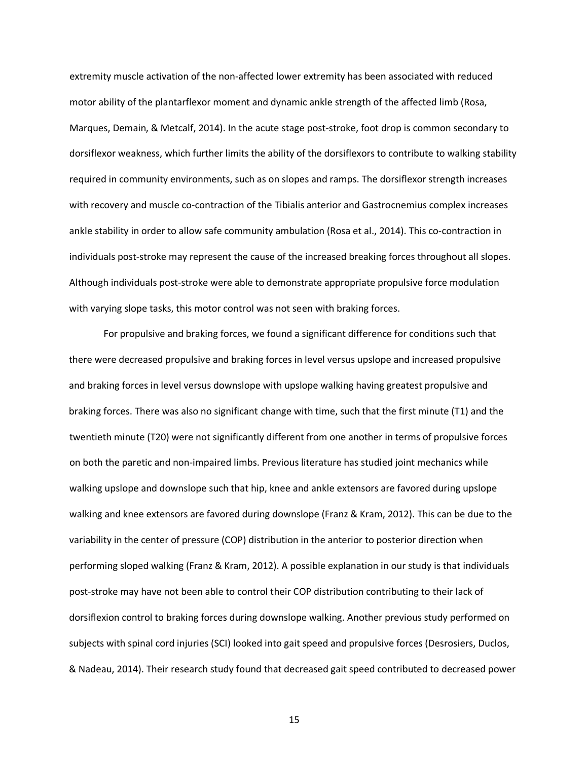extremity muscle activation of the non-affected lower extremity has been associated with reduced motor ability of the plantarflexor moment and dynamic ankle strength of the affected limb (Rosa, Marques, Demain, & Metcalf, 2014). In the acute stage post-stroke, foot drop is common secondary to dorsiflexor weakness, which further limits the ability of the dorsiflexors to contribute to walking stability required in community environments, such as on slopes and ramps. The dorsiflexor strength increases with recovery and muscle co-contraction of the Tibialis anterior and Gastrocnemius complex increases ankle stability in order to allow safe community ambulation (Rosa et al., 2014). This co-contraction in individuals post-stroke may represent the cause of the increased breaking forces throughout all slopes. Although individuals post-stroke were able to demonstrate appropriate propulsive force modulation with varying slope tasks, this motor control was not seen with braking forces.

For propulsive and braking forces, we found a significant difference for conditions such that there were decreased propulsive and braking forces in level versus upslope and increased propulsive and braking forces in level versus downslope with upslope walking having greatest propulsive and braking forces. There was also no significant change with time, such that the first minute (T1) and the twentieth minute (T20) were not significantly different from one another in terms of propulsive forces on both the paretic and non-impaired limbs. Previous literature has studied joint mechanics while walking upslope and downslope such that hip, knee and ankle extensors are favored during upslope walking and knee extensors are favored during downslope (Franz & Kram, 2012). This can be due to the variability in the center of pressure (COP) distribution in the anterior to posterior direction when performing sloped walking (Franz & Kram, 2012). A possible explanation in our study is that individuals post-stroke may have not been able to control their COP distribution contributing to their lack of dorsiflexion control to braking forces during downslope walking. Another previous study performed on subjects with spinal cord injuries (SCI) looked into gait speed and propulsive forces (Desrosiers, Duclos, & Nadeau, 2014). Their research study found that decreased gait speed contributed to decreased power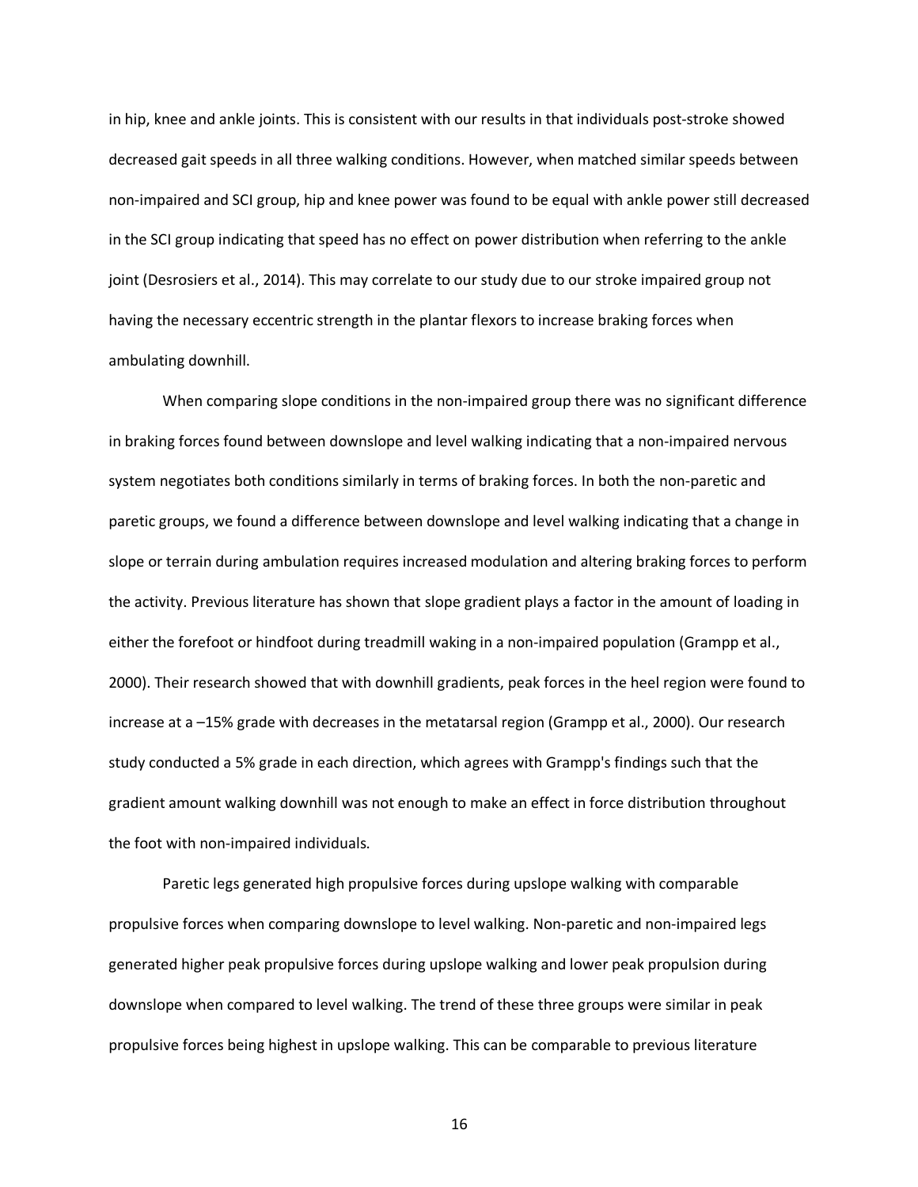in hip, knee and ankle joints. This is consistent with our results in that individuals post-stroke showed decreased gait speeds in all three walking conditions. However, when matched similar speeds between non-impaired and SCI group, hip and knee power was found to be equal with ankle power still decreased in the SCI group indicating that speed has no effect on power distribution when referring to the ankle joint (Desrosiers et al., 2014). This may correlate to our study due to our stroke impaired group not having the necessary eccentric strength in the plantar flexors to increase braking forces when ambulating downhill.

When comparing slope conditions in the non-impaired group there was no significant difference in braking forces found between downslope and level walking indicating that a non-impaired nervous system negotiates both conditions similarly in terms of braking forces. In both the non-paretic and paretic groups, we found a difference between downslope and level walking indicating that a change in slope or terrain during ambulation requires increased modulation and altering braking forces to perform the activity. Previous literature has shown that slope gradient plays a factor in the amount of loading in either the forefoot or hindfoot during treadmill waking in a non-impaired population (Grampp et al., 2000). Their research showed that with downhill gradients, peak forces in the heel region were found to increase at a –15% grade with decreases in the metatarsal region (Grampp et al., 2000). Our research study conducted a 5% grade in each direction, which agrees with Grampp's findings such that the gradient amount walking downhill was not enough to make an effect in force distribution throughout the foot with non-impaired individuals.

Paretic legs generated high propulsive forces during upslope walking with comparable propulsive forces when comparing downslope to level walking. Non-paretic and non-impaired legs generated higher peak propulsive forces during upslope walking and lower peak propulsion during downslope when compared to level walking. The trend of these three groups were similar in peak propulsive forces being highest in upslope walking. This can be comparable to previous literature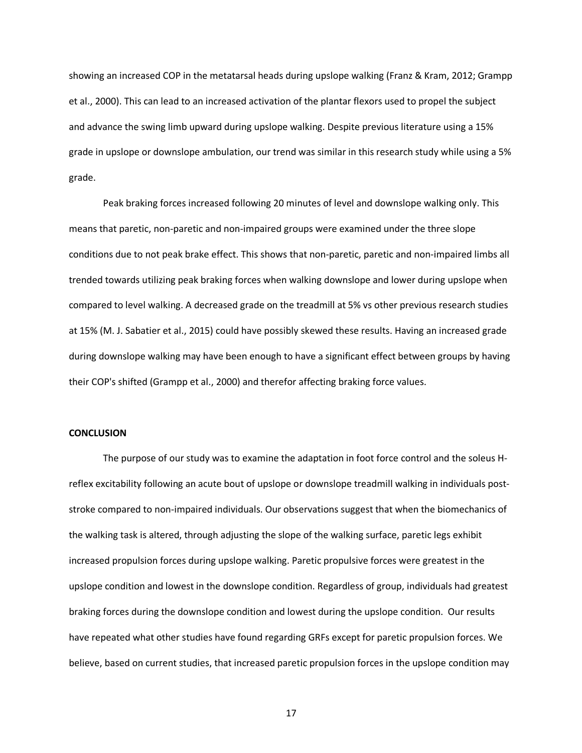showing an increased COP in the metatarsal heads during upslope walking (Franz & Kram, 2012; Grampp et al., 2000). This can lead to an increased activation of the plantar flexors used to propel the subject and advance the swing limb upward during upslope walking. Despite previous literature using a 15% grade in upslope or downslope ambulation, our trend was similar in this research study while using a 5% grade.

Peak braking forces increased following 20 minutes of level and downslope walking only. This means that paretic, non-paretic and non-impaired groups were examined under the three slope conditions due to not peak brake effect. This shows that non-paretic, paretic and non-impaired limbs all trended towards utilizing peak braking forces when walking downslope and lower during upslope when compared to level walking. A decreased grade on the treadmill at 5% vs other previous research studies at 15% (M. J. Sabatier et al., 2015) could have possibly skewed these results. Having an increased grade during downslope walking may have been enough to have a significant effect between groups by having their COP's shifted (Grampp et al., 2000) and therefor affecting braking force values.

**CONCLUSION**

The purpose of our study was to examine the adaptation in foot force control and the soleus H-reflex excitability following an acute bout of upslope or downslope treadmill walking in individuals post-stroke compared to non-impaired individuals. Our observations suggest that when the biomechanics of the walking task is altered, through adjusting the slope of the walking surface, paretic legs exhibit increased propulsion forces during upslope walking. Paretic propulsive forces were greatest in the upslope condition and lowest in the downslope condition. Regardless of group, individuals had greatest braking forces during the downslope condition and lowest during the upslope condition. Our results have repeated what other studies have found regarding GRFs except for paretic propulsion forces. We believe, based on current studies, that increased paretic propulsion forces in the upslope condition may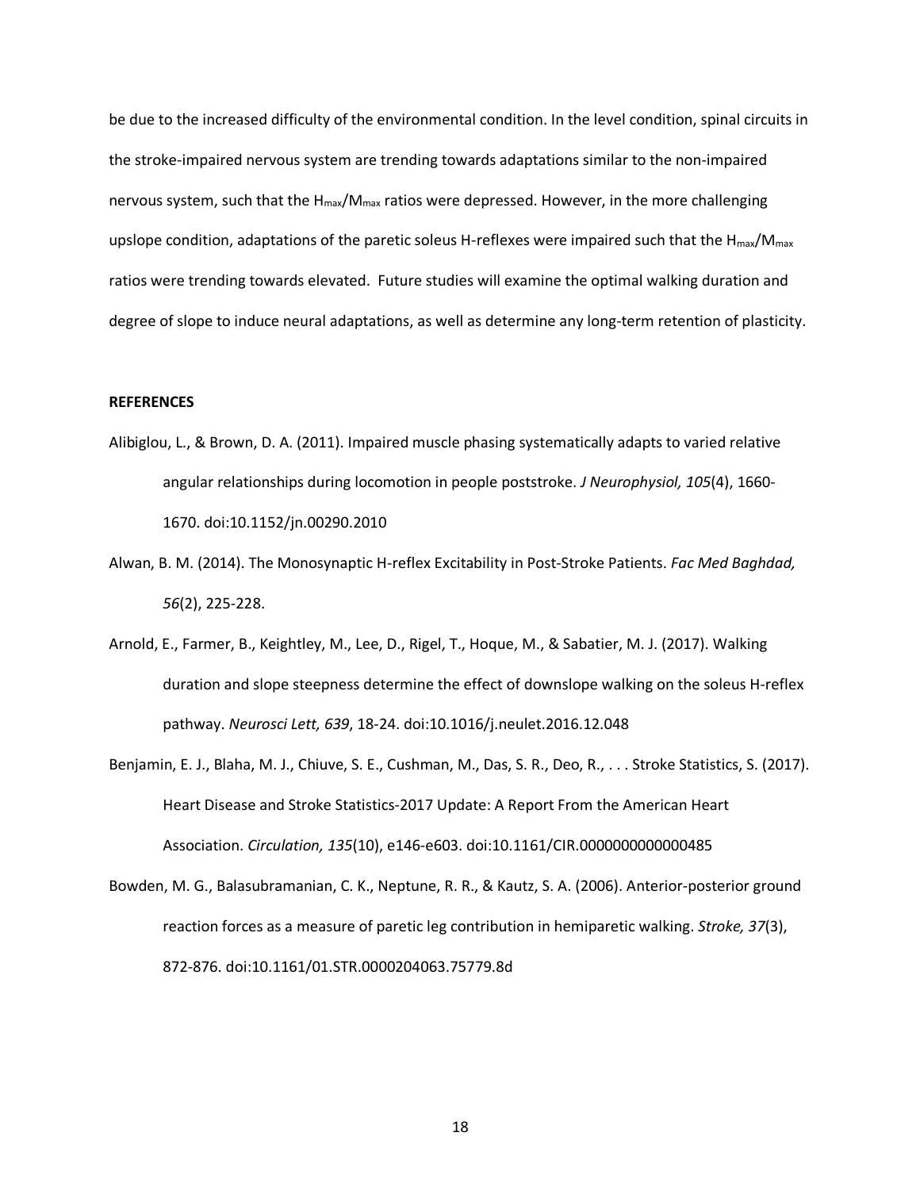be due to the increased difficulty of the environmental condition. In the level condition, spinal circuits in the stroke-impaired nervous system are trending towards adaptations similar to the non-impaired nervous system, such that the $H_{max}/M_{max}$ ratios were depressed. However, in the more challenging upslope condition, adaptations of the paretic soleus H-reflexes were impaired such that the $H_{max}/M_{max}$ ratios were trending towards elevated. Future studies will examine the optimal walking duration and degree of slope to induce neural adaptations, as well as determine any long-term retention of plasticity.

**REFERENCES**

Alibiglou, L., & Brown, D. A. (2011). Impaired muscle phasing systematically adapts to varied relative angular relationships during locomotion in people poststroke. *J Neurophysiol, 105*(4), 1660-1670. doi:10.1152/jn.00290.2010

Alwan, B. M. (2014). The Monosynaptic H-reflex Excitability in Post-Stroke Patients. *Fac Med Baghdad, 56*(2), 225-228.

Arnold, E., Farmer, B., Keightley, M., Lee, D., Rigel, T., Hoque, M., & Sabatier, M. J. (2017). Walking duration and slope steepness determine the effect of downslope walking on the soleus H-reflex pathway. *Neurosci Lett, 639*, 18-24. doi:10.1016/j.neulet.2016.12.048

Benjamin, E. J., Blaha, M. J., Chiuve, S. E., Cushman, M., Das, S. R., Deo, R., . . . Stroke Statistics, S. (2017). Heart Disease and Stroke Statistics-2017 Update: A Report From the American Heart Association. *Circulation, 135*(10), e146-e603. doi:10.1161/CIR.0000000000000485

Bowden, M. G., Balasubramanian, C. K., Neptune, R. R., & Kautz, S. A. (2006). Anterior-posterior ground reaction forces as a measure of paretic leg contribution in hemiparetic walking. *Stroke, 37*(3), 872-876. doi:10.1161/01.STR.0000204063.75779.8d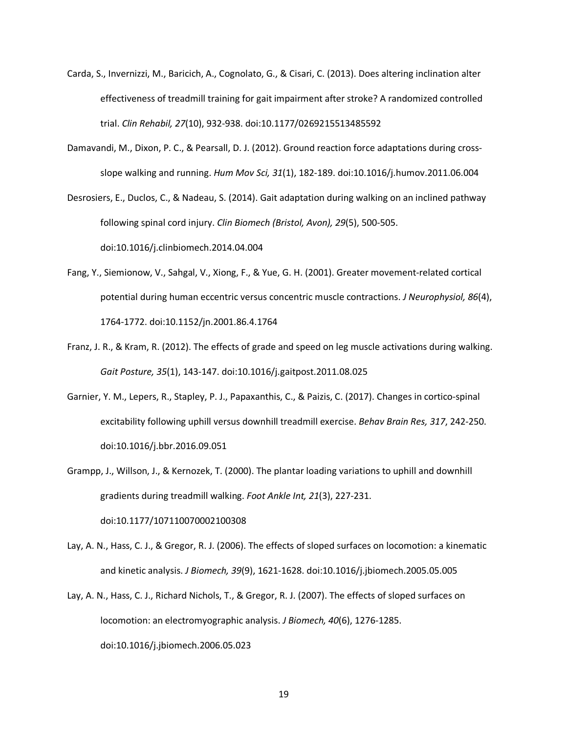Carda, S., Invernizzi, M., Baricich, A., Cognolato, G., & Cisari, C. (2013). Does altering inclination alter effectiveness of treadmill training for gait impairment after stroke? A randomized controlled trial. *Clin Rehabil, 27*(10), 932-938. doi:10.1177/0269215513485592

Damavandi, M., Dixon, P. C., & Pearsall, D. J. (2012). Ground reaction force adaptations during cross-slope walking and running. *Hum Mov Sci, 31*(1), 182-189. doi:10.1016/j.humov.2011.06.004

Desrosiers, E., Duclos, C., & Nadeau, S. (2014). Gait adaptation during walking on an inclined pathway following spinal cord injury. *Clin Biomech (Bristol, Avon), 29*(5), 500-505. doi:10.1016/j.clinbiomech.2014.04.004

Fang, Y., Siemionow, V., Sahgal, V., Xiong, F., & Yue, G. H. (2001). Greater movement-related cortical potential during human eccentric versus concentric muscle contractions. *J Neurophysiol, 86*(4), 1764-1772. doi:10.1152/jn.2001.86.4.1764

Franz, J. R., & Kram, R. (2012). The effects of grade and speed on leg muscle activations during walking. *Gait Posture, 35*(1), 143-147. doi:10.1016/j.gaitpost.2011.08.025

Garnier, Y. M., Lepers, R., Stapley, P. J., Papaxanthis, C., & Paizis, C. (2017). Changes in cortico-spinal excitability following uphill versus downhill treadmill exercise. *Behav Brain Res, 317*, 242-250. doi:10.1016/j.bbr.2016.09.051

Grampp, J., Willson, J., & Kernozek, T. (2000). The plantar loading variations to uphill and downhill gradients during treadmill walking. *Foot Ankle Int, 21*(3), 227-231. doi:10.1177/107110070002100308

Lay, A. N., Hass, C. J., & Gregor, R. J. (2006). The effects of sloped surfaces on locomotion: a kinematic and kinetic analysis. *J Biomech, 39*(9), 1621-1628. doi:10.1016/j.jbiomech.2005.05.005

Lay, A. N., Hass, C. J., Richard Nichols, T., & Gregor, R. J. (2007). The effects of sloped surfaces on locomotion: an electromyographic analysis. *J Biomech, 40*(6), 1276-1285. doi:10.1016/j.jbiomech.2006.05.023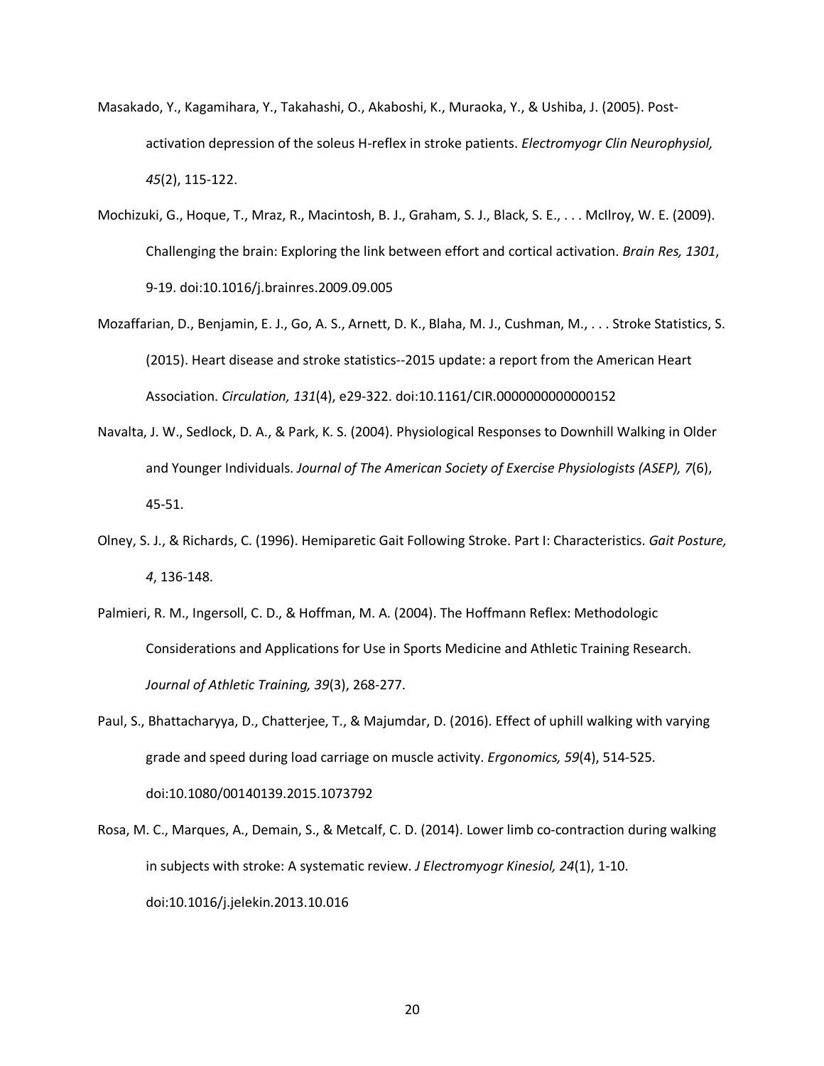Masakado, Y., Kagamihara, Y., Takahashi, O., Akaboshi, K., Muraoka, Y., & Ushiba, J. (2005). Post-activation depression of the soleus H-reflex in stroke patients. *Electromyogr Clin Neurophysiol, 45*(2), 115-122.

Mochizuki, G., Hoque, T., Mraz, R., Macintosh, B. J., Graham, S. J., Black, S. E., . . . McIlroy, W. E. (2009). Challenging the brain: Exploring the link between effort and cortical activation. *Brain Res, 1301*, 9-19. doi:10.1016/j.brainres.2009.09.005

Mozaffarian, D., Benjamin, E. J., Go, A. S., Arnett, D. K., Blaha, M. J., Cushman, M., . . . Stroke Statistics, S. (2015). Heart disease and stroke statistics--2015 update: a report from the American Heart Association. *Circulation, 131*(4), e29-322. doi:10.1161/CIR.0000000000000152

Navalta, J. W., Sedlock, D. A., & Park, K. S. (2004). Physiological Responses to Downhill Walking in Older and Younger Individuals. *Journal of The American Society of Exercise Physiologists (ASEP), 7*(6), 45-51.

Olney, S. J., & Richards, C. (1996). Hemiparetic Gait Following Stroke. Part I: Characteristics. *Gait Posture, 4*, 136-148.

Palmieri, R. M., Ingersoll, C. D., & Hoffman, M. A. (2004). The Hoffmann Reflex: Methodologic Considerations and Applications for Use in Sports Medicine and Athletic Training Research. *Journal of Athletic Training, 39*(3), 268-277.

Paul, S., Bhattacharyya, D., Chatterjee, T., & Majumdar, D. (2016). Effect of uphill walking with varying grade and speed during load carriage on muscle activity. *Ergonomics, 59*(4), 514-525. doi:10.1080/00140139.2015.1073792

Rosa, M. C., Marques, A., Demain, S., & Metcalf, C. D. (2014). Lower limb co-contraction during walking in subjects with stroke: A systematic review. *J Electromyogr Kinesiol, 24*(1), 1-10. doi:10.1016/j.jelekin.2013.10.016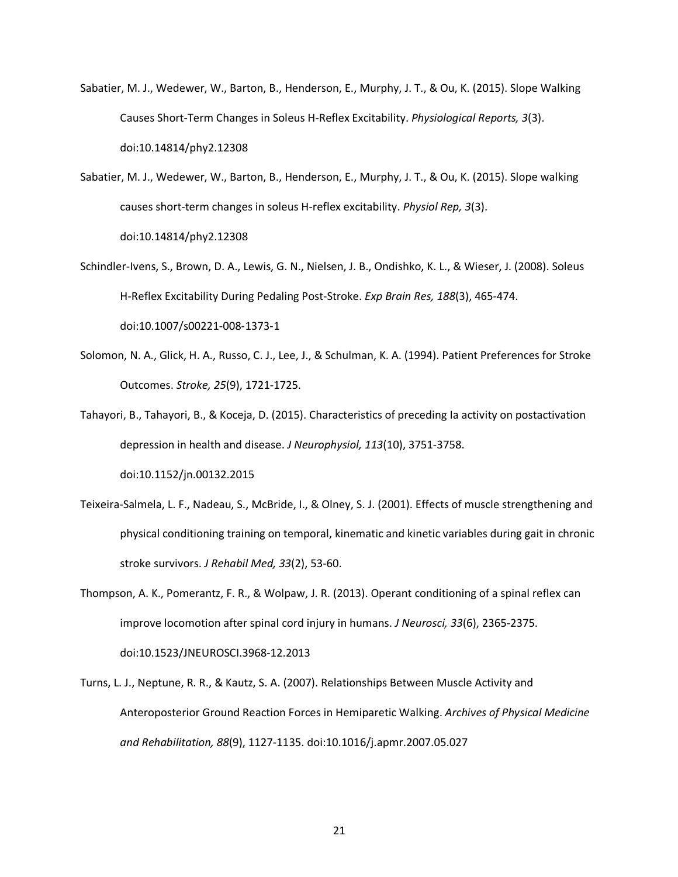Sabatier, M. J., Wedewer, W., Barton, B., Henderson, E., Murphy, J. T., & Ou, K. (2015). Slope Walking Causes Short-Term Changes in Soleus H-Reflex Excitability. *Physiological Reports, 3*(3). doi:10.14814/phy2.12308

Sabatier, M. J., Wedewer, W., Barton, B., Henderson, E., Murphy, J. T., & Ou, K. (2015). Slope walking causes short-term changes in soleus H-reflex excitability. *Physiol Rep, 3*(3). doi:10.14814/phy2.12308

Schindler-Ivens, S., Brown, D. A., Lewis, G. N., Nielsen, J. B., Ondishko, K. L., & Wieser, J. (2008). Soleus H-Reflex Excitability During Pedaling Post-Stroke. *Exp Brain Res, 188*(3), 465-474. doi:10.1007/s00221-008-1373-1

Solomon, N. A., Glick, H. A., Russo, C. J., Lee, J., & Schulman, K. A. (1994). Patient Preferences for Stroke Outcomes. *Stroke, 25*(9), 1721-1725.

Tahayori, B., Tahayori, B., & Koceja, D. (2015). Characteristics of preceding Ia activity on postactivation depression in health and disease. *J Neurophysiol, 113*(10), 3751-3758. doi:10.1152/jn.00132.2015

Teixeira-Salmela, L. F., Nadeau, S., McBride, I., & Olney, S. J. (2001). Effects of muscle strengthening and physical conditioning training on temporal, kinematic and kinetic variables during gait in chronic stroke survivors. *J Rehabil Med, 33*(2), 53-60.

Thompson, A. K., Pomerantz, F. R., & Wolpaw, J. R. (2013). Operant conditioning of a spinal reflex can improve locomotion after spinal cord injury in humans. *J Neurosci, 33*(6), 2365-2375. doi:10.1523/JNEUROSCI.3968-12.2013

Turns, L. J., Neptune, R. R., & Kautz, S. A. (2007). Relationships Between Muscle Activity and Anteroposterior Ground Reaction Forces in Hemiparetic Walking. *Archives of Physical Medicine and Rehabilitation, 88*(9), 1127-1135. doi:10.1016/j.apmr.2007.05.027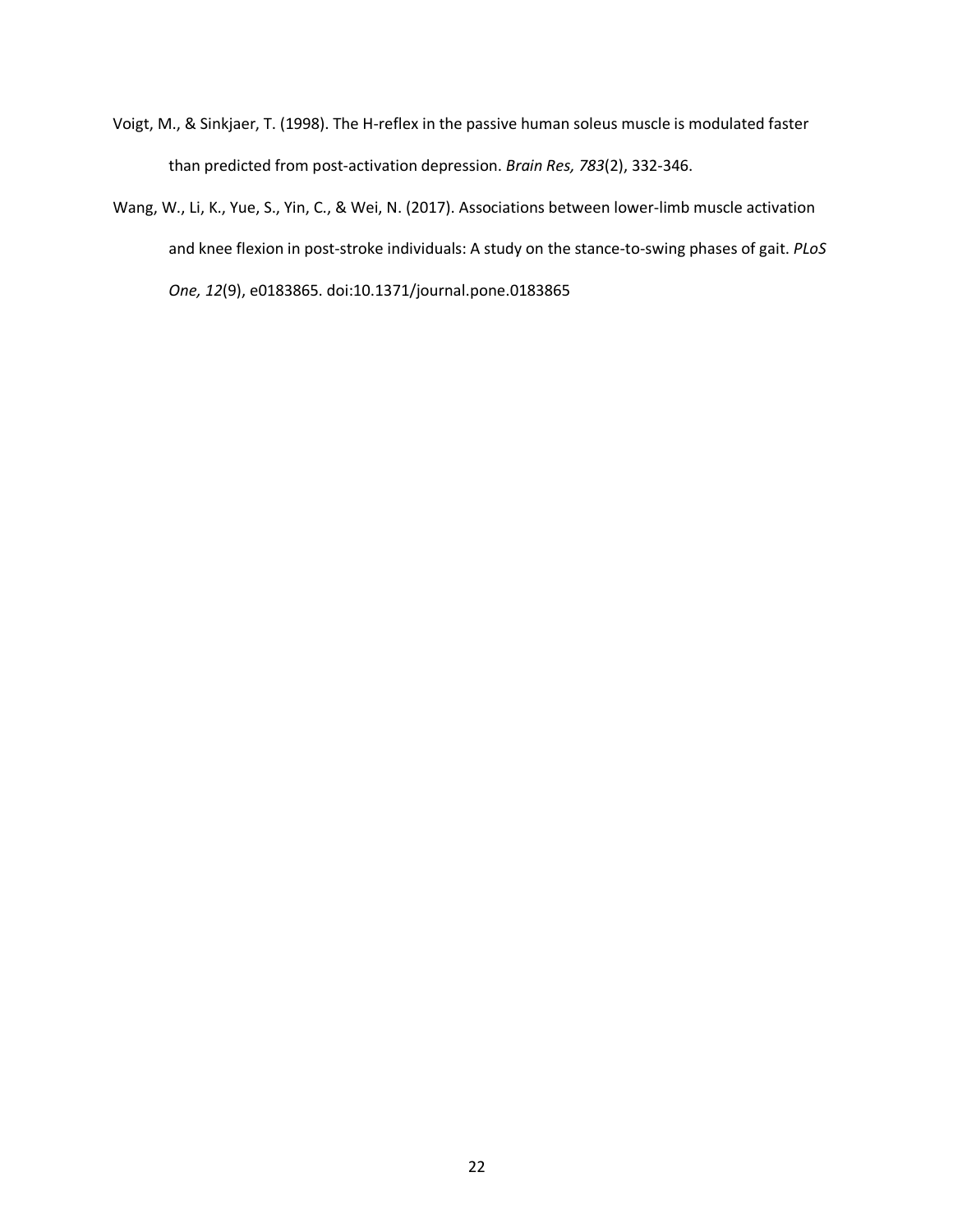Voigt, M., & Sinkjaer, T. (1998). The H-reflex in the passive human soleus muscle is modulated faster than predicted from post-activation depression. *Brain Res, 783*(2), 332-346.

Wang, W., Li, K., Yue, S., Yin, C., & Wei, N. (2017). Associations between lower-limb muscle activation and knee flexion in post-stroke individuals: A study on the stance-to-swing phases of gait. *PLoS One, 12*(9), e0183865. doi:10.1371/journal.pone.0183865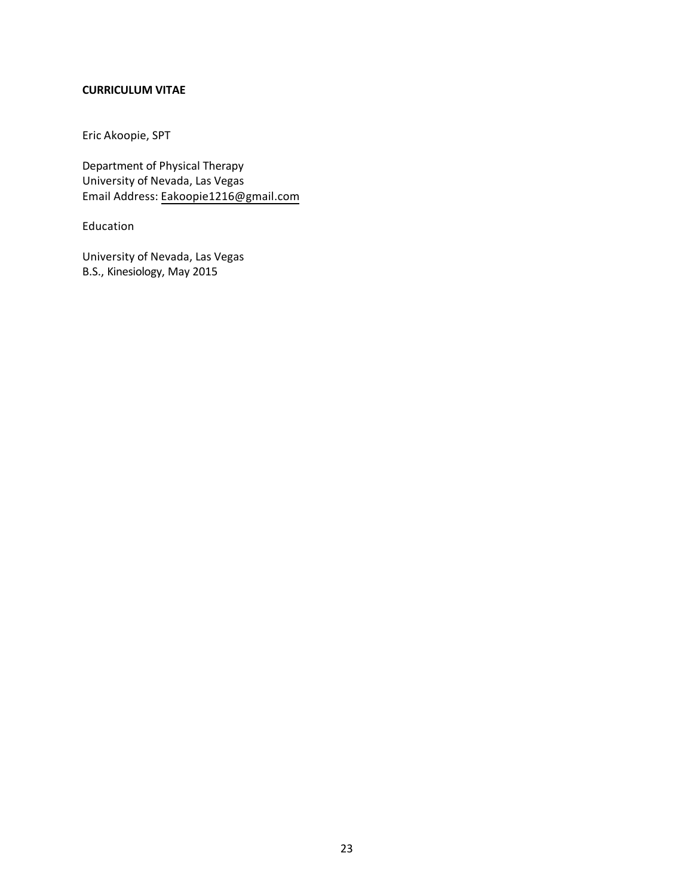**CURRICULUM VITAE**

Eric Akoopie, SPT

Department of Physical Therapy
University of Nevada, Las Vegas
Email Address: Eakoopie1216@gmail.com

Education

University of Nevada, Las Vegas
B.S., Kinesiology, May 2015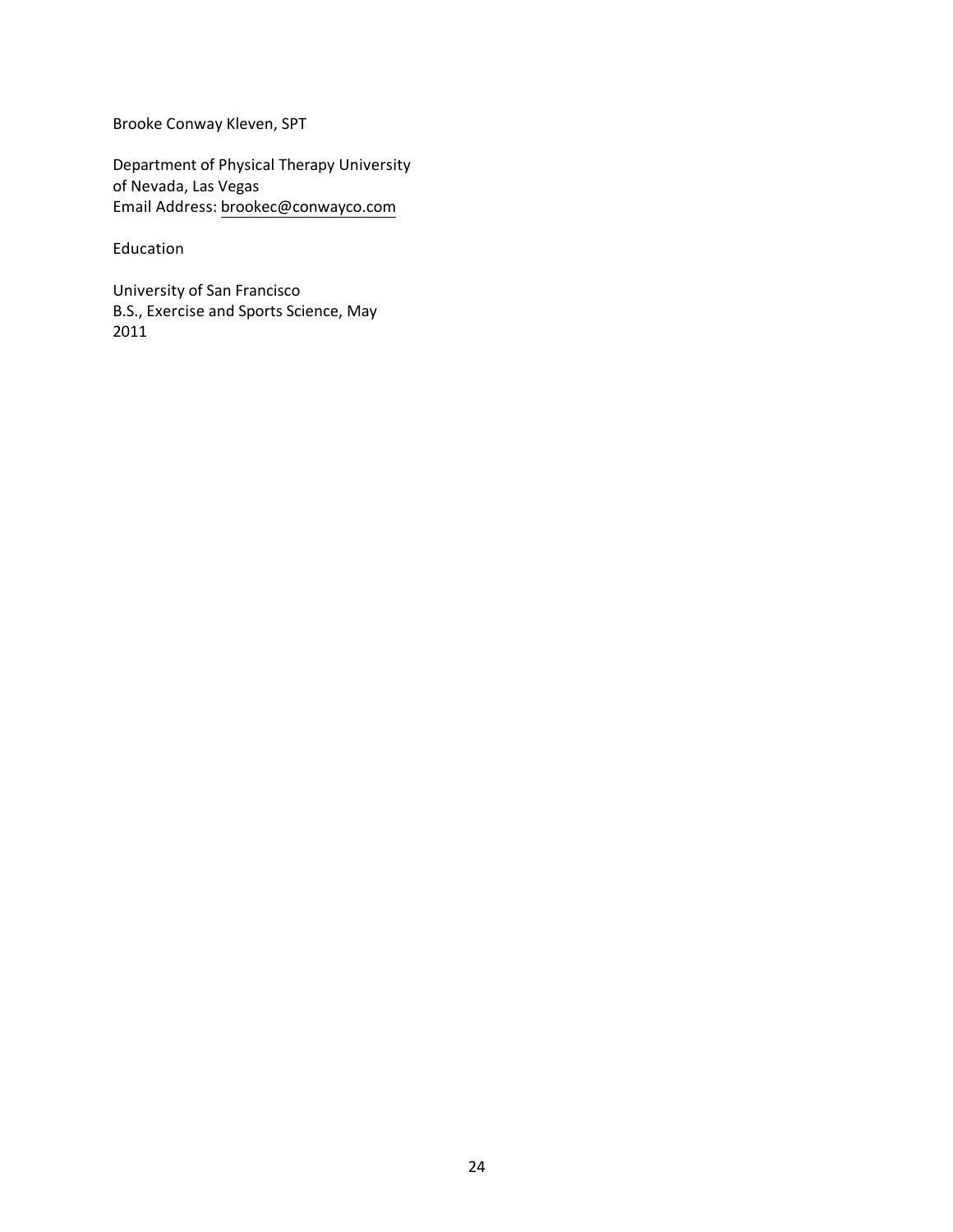Brooke Conway Kleven, SPT

Department of Physical Therapy University of Nevada, Las Vegas
Email Address: brookec@conwayco.com

Education

University of San Francisco
B.S., Exercise and Sports Science, May 2011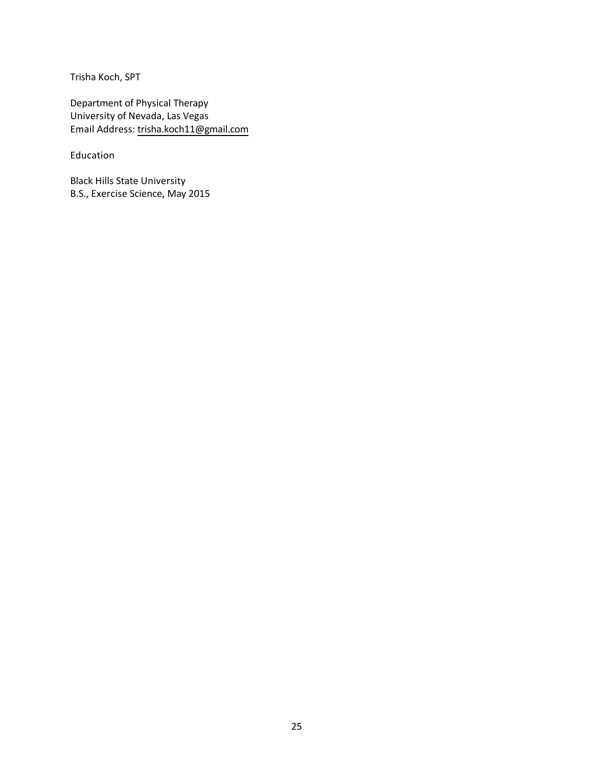Trisha Koch, SPT

Department of Physical Therapy
University of Nevada, Las Vegas
Email Address: trisha.koch11@gmail.com

Education

Black Hills State University
B.S., Exercise Science, May 2015